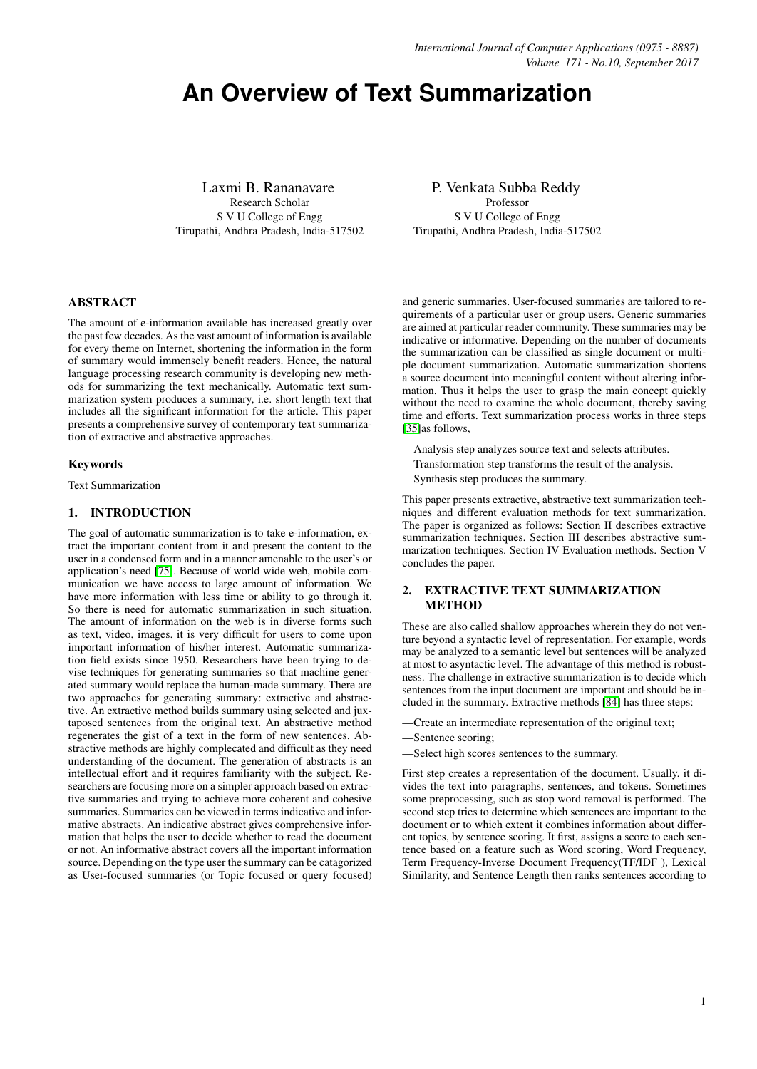# An Overview of Text Summarization

Laxmi B. Rananavare
Research Scholar
S V U College of Engg
Tirupathi, Andhra Pradesh, India-517502

P. Venkata Subba Reddy
Professor
S V U College of Engg
Tirupathi, Andhra Pradesh, India-517502

## ABSTRACT

The amount of e-information available has increased greatly over the past few decades. As the vast amount of information is available for every theme on Internet, shortening the information in the form of summary would immensely benefit readers. Hence, the natural language processing research community is developing new methods for summarizing the text mechanically. Automatic text summarization system produces a summary, i.e. short length text that includes all the significant information for the article. This paper presents a comprehensive survey of contemporary text summarization of extractive and abstractive approaches.

### Keywords

Text Summarization

## 1. INTRODUCTION

The goal of automatic summarization is to take e-information, extract the important content from it and present the content to the user in a condensed form and in a manner amenable to the user's or application's need [75]. Because of world wide web, mobile communication we have access to large amount of information. We have more information with less time or ability to go through it. So there is need for automatic summarization in such situation. The amount of information on the web is in diverse forms such as text, video, images. it is very difficult for users to come upon important information of his/her interest. Automatic summarization field exists since 1950. Researchers have been trying to devise techniques for generating summaries so that machine generated summary would replace the human-made summary. There are two approaches for generating summary: extractive and abstractive. An extractive method builds summary using selected and juxtaposed sentences from the original text. An abstractive method regenerates the gist of a text in the form of new sentences. Abstractive methods are highly complecated and difficult as they need understanding of the document. The generation of abstracts is an intellectual effort and it requires familiarity with the subject. Researchers are focusing more on a simpler approach based on extractive summaries and trying to achieve more coherent and cohesive summaries. Summaries can be viewed in terms indicative and informative abstracts. An indicative abstract gives comprehensive information that helps the user to decide whether to read the document or not. An informative abstract covers all the important information source. Depending on the type user the summary can be catagorized as User-focused summaries (or Topic focused or query focused) and generic summaries. User-focused summaries are tailored to requirements of a particular user or group users. Generic summaries are aimed at particular reader community. These summaries may be indicative or informative. Depending on the number of documents the summarization can be classified as single document or multiple document summarization. Automatic summarization shortens a source document into meaningful content without altering information. Thus it helps the user to grasp the main concept quickly without the need to examine the whole document, thereby saving time and efforts. Text summarization process works in three steps [35]as follows,

—Analysis step analyzes source text and selects attributes.

—Transformation step transforms the result of the analysis.

—Synthesis step produces the summary.

This paper presents extractive, abstractive text summarization techniques and different evaluation methods for text summarization. The paper is organized as follows: Section II describes extractive summarization techniques. Section III describes abstractive summarization techniques. Section IV Evaluation methods. Section V concludes the paper.

## 2. EXTRACTIVE TEXT SUMMARIZATION METHOD

These are also called shallow approaches wherein they do not venture beyond a syntactic level of representation. For example, words may be analyzed to a semantic level but sentences will be analyzed at most to asyntactic level. The advantage of this method is robustness. The challenge in extractive summarization is to decide which sentences from the input document are important and should be included in the summary. Extractive methods [84] has three steps:

—Create an intermediate representation of the original text;

—Sentence scoring;

—Select high scores sentences to the summary.

First step creates a representation of the document. Usually, it divides the text into paragraphs, sentences, and tokens. Sometimes some preprocessing, such as stop word removal is performed. The second step tries to determine which sentences are important to the document or to which extent it combines information about different topics, by sentence scoring. It first, assigns a score to each sentence based on a feature such as Word scoring, Word Frequency, Term Frequency-Inverse Document Frequency(TF/IDF ), Lexical Similarity, and Sentence Length then ranks sentences according to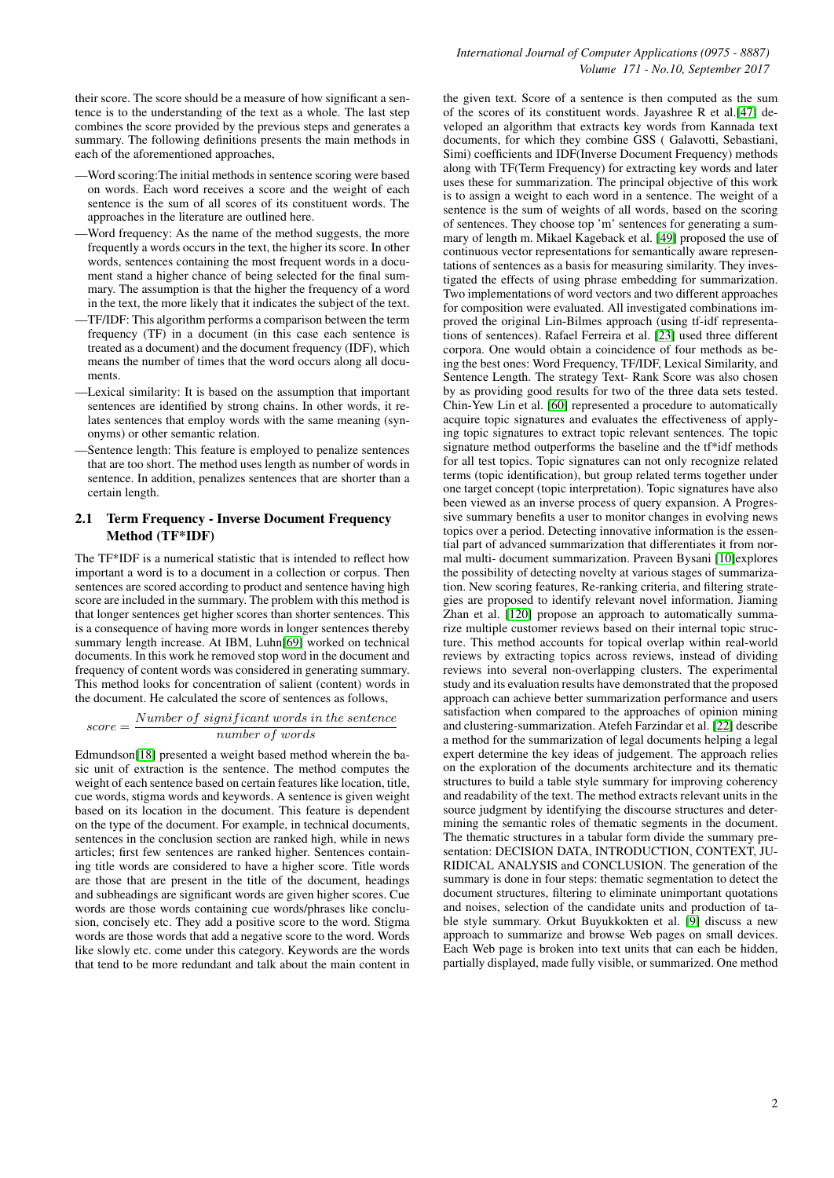their score. The score should be a measure of how significant a sentence is to the understanding of the text as a whole. The last step combines the score provided by the previous steps and generates a summary. The following definitions presents the main methods in each of the aforementioned approaches,

—Word scoring:The initial methods in sentence scoring were based on words. Each word receives a score and the weight of each sentence is the sum of all scores of its constituent words. The approaches in the literature are outlined here.

—Word frequency: As the name of the method suggests, the more frequently a words occurs in the text, the higher its score. In other words, sentences containing the most frequent words in a document stand a higher chance of being selected for the final summary. The assumption is that the higher the frequency of a word in the text, the more likely that it indicates the subject of the text.

—TF/IDF: This algorithm performs a comparison between the term frequency (TF) in a document (in this case each sentence is treated as a document) and the document frequency (IDF), which means the number of times that the word occurs along all documents.

—Lexical similarity: It is based on the assumption that important sentences are identified by strong chains. In other words, it relates sentences that employ words with the same meaning (synonyms) or other semantic relation.

—Sentence length: This feature is employed to penalize sentences that are too short. The method uses length as number of words in sentence. In addition, penalizes sentences that are shorter than a certain length.

## 2.1 Term Frequency - Inverse Document Frequency Method (TF*IDF)

The TF*IDF is a numerical statistic that is intended to reflect how important a word is to a document in a collection or corpus. Then sentences are scored according to product and sentence having high score are included in the summary. The problem with this method is that longer sentences get higher scores than shorter sentences. This is a consequence of having more words in longer sentences thereby summary length increase. At IBM, Luhn[69] worked on technical documents. In this work he removed stop word in the document and frequency of content words was considered in generating summary. This method looks for concentration of salient (content) words in the document. He calculated the score of sentences as follows,

$$score = \frac{Number\ of\ significant\ words\ in\ the\ sentence}{number\ of\ words}$$

Edmundson[18] presented a weight based method wherein the basic unit of extraction is the sentence. The method computes the weight of each sentence based on certain features like location, title, cue words, stigma words and keywords. A sentence is given weight based on its location in the document. This feature is dependent on the type of the document. For example, in technical documents, sentences in the conclusion section are ranked high, while in news articles; first few sentences are ranked higher. Sentences containing title words are considered to have a higher score. Title words are those that are present in the title of the document, headings and subheadings are significant words are given higher scores. Cue words are those words containing cue words/phrases like conclusion, concisely etc. They add a positive score to the word. Stigma words are those words that add a negative score to the word. Words like slowly etc. come under this category. Keywords are the words that tend to be more redundant and talk about the main content in the given text. Score of a sentence is then computed as the sum of the scores of its constituent words. Jayashree R et al.[47] developed an algorithm that extracts key words from Kannada text documents, for which they combine GSS ( Galavotti, Sebastiani, Simi) coefficients and IDF(Inverse Document Frequency) methods along with TF(Term Frequency) for extracting key words and later uses these for summarization. The principal objective of this work is to assign a weight to each word in a sentence. The weight of a sentence is the sum of weights of all words, based on the scoring of sentences. They choose top 'm' sentences for generating a summary of length m. Mikael Kageback et al. [49] proposed the use of continuous vector representations for semantically aware representations of sentences as a basis for measuring similarity. They investigated the effects of using phrase embedding for summarization. Two implementations of word vectors and two different approaches for composition were evaluated. All investigated combinations improved the original Lin-Bilmes approach (using tf-idf representations of sentences). Rafael Ferreira et al. [23] used three different corpora. One would obtain a coincidence of four methods as being the best ones: Word Frequency, TF/IDF, Lexical Similarity, and Sentence Length. The strategy Text- Rank Score was also chosen by as providing good results for two of the three data sets tested. Chin-Yew Lin et al. [60] represented a procedure to automatically acquire topic signatures and evaluates the effectiveness of applying topic signatures to extract topic relevant sentences. The topic signature method outperforms the baseline and the tf*idf methods for all test topics. Topic signatures can not only recognize related terms (topic identification), but group related terms together under one target concept (topic interpretation). Topic signatures have also been viewed as an inverse process of query expansion. A Progressive summary method benefits a user to monitor changes in evolving news topics over a period. Detecting innovative information is the essential part of advanced summarization that differentiates it from normal multi- document summarization. Praveen Bysani [10]explores the possibility of detecting novelty at various stages of summarization. New scoring features, Re-ranking criteria, and filtering strategies are proposed to identify relevant novel information. Jiaming Zhan et al. [120] propose an approach to automatically summarize multiple customer reviews based on their internal topic structure. This method accounts for topical overlap within real-world reviews by extracting topics across reviews, instead of dividing reviews into several non-overlapping clusters. The experimental study and its evaluation results have demonstrated that the proposed approach can achieve better summarization performance and users satisfaction when compared to the approaches of opinion mining and clustering-summarization. Atefeh Farzindar et al. [22] describe a method for the summarization of legal documents helping a legal expert determine the key ideas of judgement. The approach relies on the exploration of the documents architecture and its thematic structures to build a table style summary for improving coherency and readability of the text. The method extracts relevant units in the source judgment by identifying the discourse structures and determining the semantic roles of thematic segments in the document. The thematic structures in a tabular form divide the summary presentation: DECISION DATA, INTRODUCTION, CONTEXT, JURIDICAL ANALYSIS and CONCLUSION. The generation of the summary is done in four steps: thematic segmentation to detect the document structures, filtering to eliminate unimportant quotations and noises, selection of the candidate units and production of table style summary. Orkut Buyukkokten et al. [9] discuss a new approach to summarize and browse Web pages on small devices. Each Web page is broken into text units that can each be hidden, partially displayed, made fully visible, or summarized. One method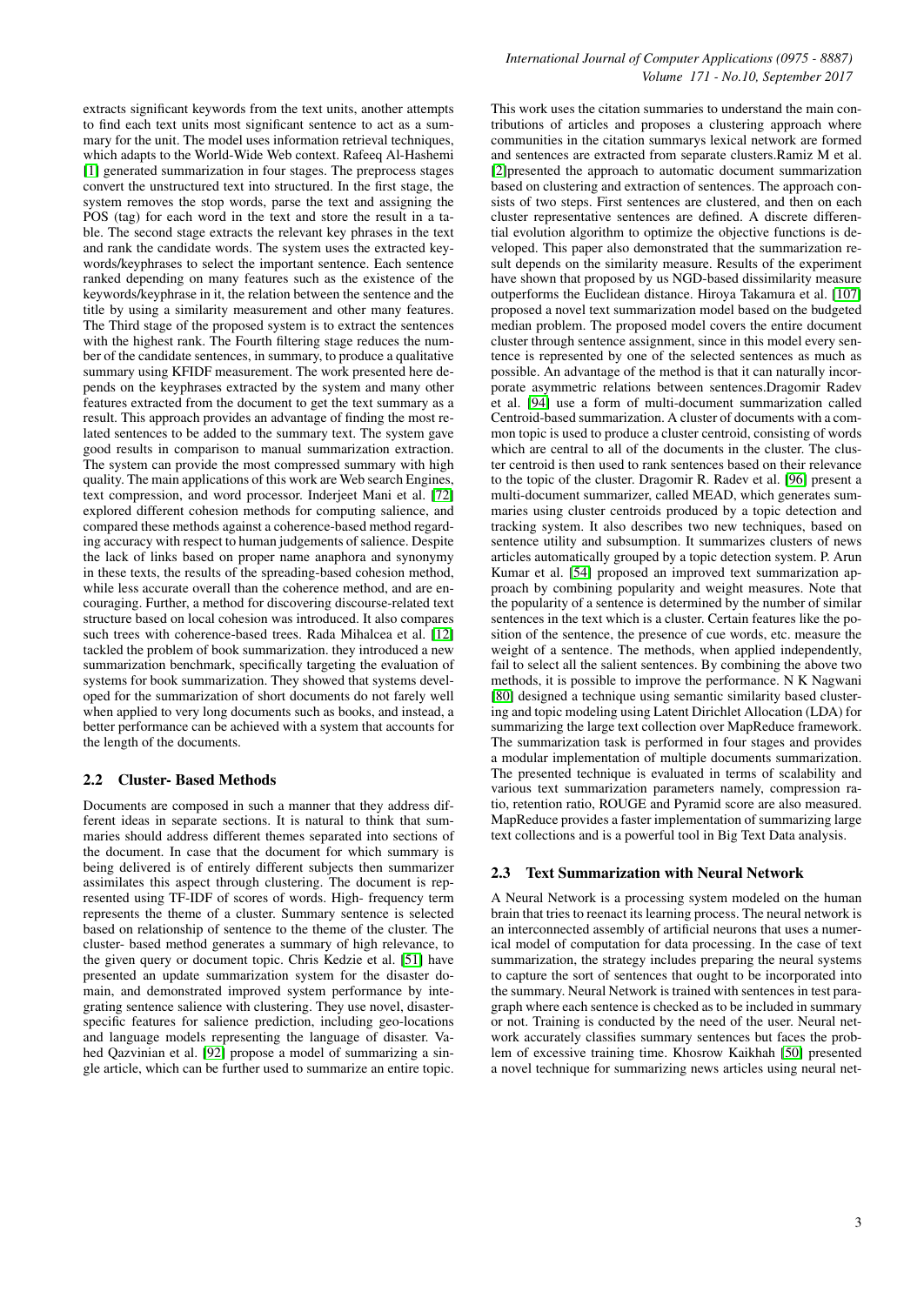extracts significant keywords from the text units, another attempts to find each text units most significant sentence to act as a summary for the unit. The model uses information retrieval techniques, which adapts to the World-Wide Web context. Rafeeq Al-Hashemi [1] generated summarization in four stages. The preprocess stages convert the unstructured text into structured. In the first stage, the system removes the stop words, parse the text and assigning the POS (tag) for each word in the text and store the result in a table. The second stage extracts the relevant key phrases in the text and rank the candidate words. The system uses the extracted keywords/keyphrases to select the important sentence. Each sentence ranked depending on many features such as the existence of the keywords/keyphrase in it, the relation between the sentence and the title by using a similarity measurement and other many features. The Third stage of the proposed system is to extract the sentences with the highest rank. The Fourth filtering stage reduces the number of the candidate sentences, in summary, to produce a qualitative summary using KFIDF measurement. The work presented here depends on the keyphrases extracted by the system and many other features extracted from the document to get the text summary as a result. This approach provides an advantage of finding the most related sentences to be added to the summary text. The system gave good results in comparison to manual summarization extraction. The system can provide the most compressed summary with high quality. The main applications of this work are Web search Engines, text compression, and word processor. Inderjeet Mani et al. [72] explored different cohesion methods for computing salience, and compared these methods against a coherence-based method regarding accuracy with respect to human judgements of salience. Despite the lack of links based on proper name anaphora and synonymy in these texts, the results of the spreading-based cohesion method, while less accurate overall than the coherence method, and are encouraging. Further, a method for discovering discourse-related text structure based on local cohesion was introduced. It also compares such trees with coherence-based trees. Rada Mihalcea et al. [12] tackled the problem of book summarization. they introduced a new summarization benchmark, specifically targeting the evaluation of systems for book summarization. They showed that systems developed for the summarization of short documents do not farely well when applied to very long documents such as books, and instead, a better performance can be achieved with a system that accounts for the length of the documents.

### 2.2 Cluster- Based Methods

Documents are composed in such a manner that they address different ideas in separate sections. It is natural to think that summaries should address different themes separated into sections of the document. In case that the document for which summary is being delivered is of entirely different subjects then summarizer assimilates this aspect through clustering. The document is represented using TF-IDF of scores of words. High- frequency term represents the theme of a cluster. Summary sentence is selected based on relationship of sentence to the theme of the cluster. The cluster- based method generates a summary of high relevance, to the given query or document topic. Chris Kedzie et al. [51] have presented an update summarization system for the disaster domain, and demonstrated improved system performance by integrating sentence salience with clustering. They use novel, disaster-specific features for salience prediction, including geo-locations and language models representing the language of disaster. Vahed Qazvinian et al. [92] propose a model of summarizing a single article, which can be further used to summarize an entire topic. This work uses the citation summaries to understand the main contributions of articles and proposes a clustering approach where communities in the citation summarys lexical network are formed and sentences are extracted from separate clusters.Ramiz M et al. [2]presented the approach to automatic document summarization based on clustering and extraction of sentences. The approach consists of two steps. First sentences are clustered, and then on each cluster representative sentences are defined. A discrete differential evolution algorithm to optimize the objective functions is developed. This paper also demonstrated that the summarization result depends on the similarity measure. Results of the experiment have shown that proposed by us NGD-based dissimilarity measure outperforms the Euclidean distance. Hiroya Takamura et al. [107] proposed a novel text summarization model based on the budgeted median problem. The proposed model covers the entire document cluster through sentence assignment, since in this model every sentence is represented by one of the selected sentences as much as possible. An advantage of the method is that it can naturally incorporate asymmetric relations between sentences.Dragomir Radev et al. [94] use a form of multi-document summarization called Centroid-based summarization. A cluster of documents with a common topic is used to produce a cluster centroid, consisting of words which are central to all of the documents in the cluster. The cluster centroid is then used to rank sentences based on their relevance to the topic of the cluster. Dragomir R. Radev et al. [96] present a multi-document summarizer, called MEAD, which generates summaries using cluster centroids produced by a topic detection and tracking system. It also describes two new techniques, based on sentence utility and subsumption. It summarizes clusters of news articles automatically grouped by a topic detection system. P. Arun Kumar et al. [54] proposed an improved text summarization approach by combining popularity and weight measures. Note that the popularity of a sentence is determined by the number of similar sentences in the text which is a cluster. Certain features like the position of the sentence, the presence of cue words, etc. measure the weight of a sentence. The methods, when applied independently, fail to select all the salient sentences. By combining the above two methods, it is possible to improve the performance. N K Nagwani [80] designed a technique using semantic similarity based clustering and topic modeling using Latent Dirichlet Allocation (LDA) for summarizing the large text collection over MapReduce framework. The summarization task is performed in four stages and provides a modular implementation of multiple documents summarization. The presented technique is evaluated in terms of scalability and various text summarization parameters namely, compression ratio, retention ratio, ROUGE and Pyramid score are also measured. MapReduce provides a faster implementation of summarizing large text collections and is a powerful tool in Big Text Data analysis.

### 2.3 Text Summarization with Neural Network

A Neural Network is a processing system modeled on the human brain that tries to reenact its learning process. The neural network is an interconnected assembly of artificial neurons that uses a numerical model of computation for data processing. In the case of text summarization, the strategy includes preparing the neural systems to capture the sort of sentences that ought to be incorporated into the summary. Neural Network is trained with sentences in test paragraph where each sentence is checked as to be included in summary or not. Training is conducted by the need of the user. Neural network accurately classifies summary sentences but faces the problem of excessive training time. Khosrow Kaikhah [50] presented a novel technique for summarizing news articles using neural net-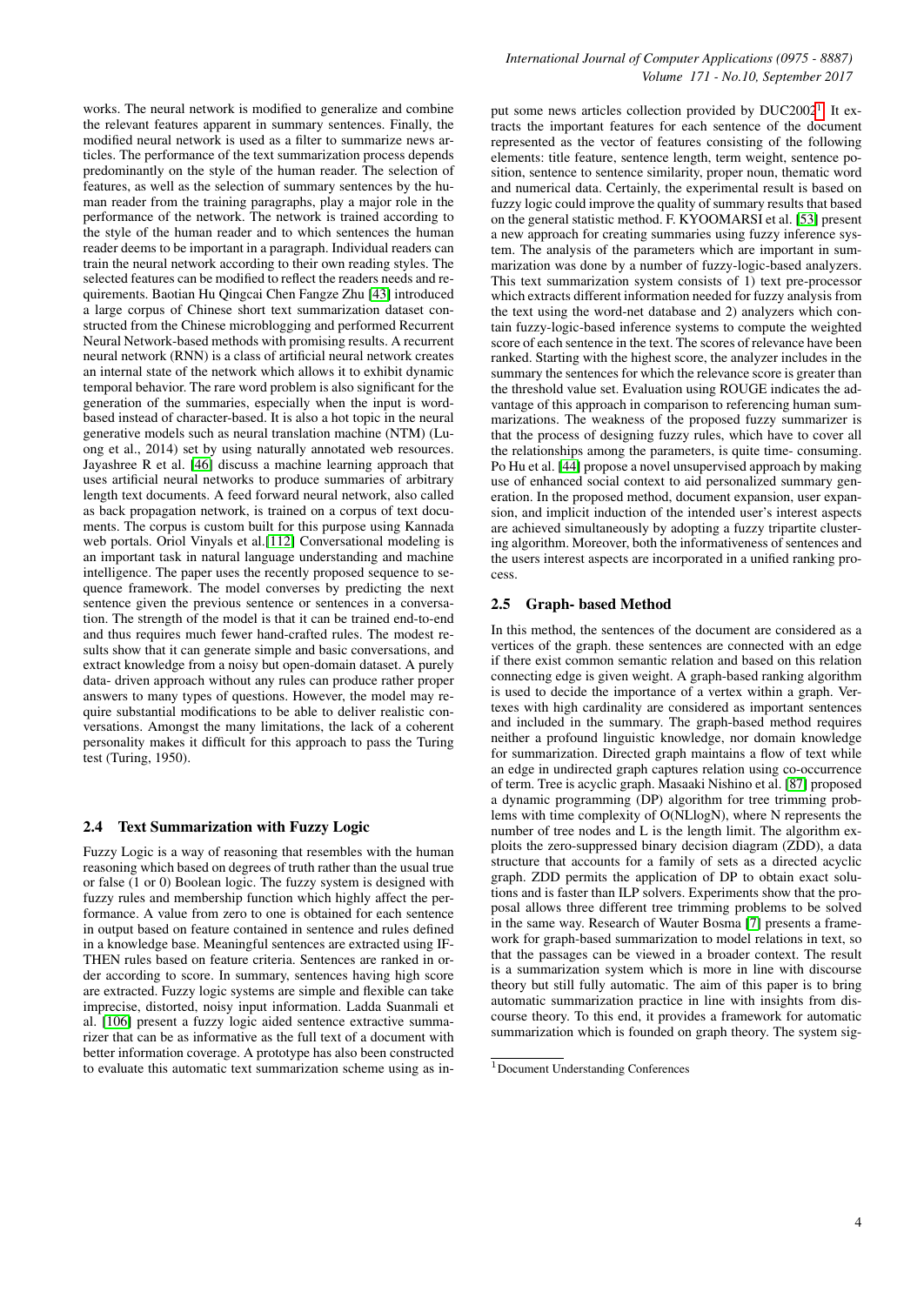works. The neural network is modified to generalize and combine the relevant features apparent in summary sentences. Finally, the modified neural network is used as a filter to summarize news articles. The performance of the text summarization process depends predominantly on the style of the human reader. The selection of features, as well as the selection of summary sentences by the human reader from the training paragraphs, play a major role in the performance of the network. The network is trained according to the style of the human reader and to which sentences the human reader deems to be important in a paragraph. Individual readers can train the neural network according to their own reading styles. The selected features can be modified to reflect the readers needs and requirements. Baotian Hu Qingcai Chen Fangze Zhu [43] introduced a large corpus of Chinese short text summarization dataset constructed from the Chinese microblogging and performed Recurrent Neural Network-based methods with promising results. A recurrent neural network (RNN) is a class of artificial neural network creates an internal state of the network which allows it to exhibit dynamic temporal behavior. The rare word problem is also significant for the generation of the summaries, especially when the input is word-based instead of character-based. It is also a hot topic in the neural generative models such as neural translation machine (NTM) (Luong et al., 2014) set by using naturally annotated web resources. Jayashree R et al. [46] discuss a machine learning approach that uses artificial neural networks to produce summaries of arbitrary length text documents. A feed forward neural network, also called as back propagation network, is trained on a corpus of text documents. The corpus is custom built for this purpose using Kannada web portals. Oriol Vinyals et al.[112] Conversational modeling is an important task in natural language understanding and machine intelligence. The paper uses the recently proposed sequence to sequence framework. The model converses by predicting the next sentence given the previous sentence or sentences in a conversation. The strength of the model is that it can be trained end-to-end and thus requires much fewer hand-crafted rules. The modest results show that it can generate simple and basic conversations, and extract knowledge from a noisy but open-domain dataset. A purely data- driven approach without any rules can produce rather proper answers to many types of questions. However, the model may require substantial modifications to be able to deliver realistic conversations. Amongst the many limitations, the lack of a coherent personality makes it difficult for this approach to pass the Turing test (Turing, 1950).

### 2.4 Text Summarization with Fuzzy Logic

Fuzzy Logic is a way of reasoning that resembles with the human reasoning which based on degrees of truth rather than the usual true or false (1 or 0) Boolean logic. The fuzzy system is designed with fuzzy rules and membership function which highly affect the performance. A value from zero to one is obtained for each sentence in output based on feature contained in sentence and rules defined in a knowledge base. Meaningful sentences are extracted using IF-THEN rules based on feature criteria. Sentences are ranked in order according to score. In summary, sentences having high score are extracted. Fuzzy logic systems are simple and flexible can take imprecise, distorted, noisy input information. Ladda Suanmali et al. [106] present a fuzzy logic aided sentence extractive summarizer that can be as informative as the full text of a document with better information coverage. A prototype has also been constructed to evaluate this automatic text summarization scheme using as input some news articles collection provided by DUC2002[1]. It extracts the important features for each sentence of the document represented as the vector of features consisting of the following elements: title feature, sentence length, term weight, sentence position, sentence to sentence similarity, proper noun, thematic word and numerical data. Certainly, the experimental result is based on fuzzy logic could improve the quality of summary results that based on the general statistic method. F. KYOOMARSI et al. [53] present a new approach for creating summaries using fuzzy inference system. The analysis of the parameters which are important in summarization was done by a number of fuzzy-logic-based analyzers. This text summarization system consists of 1) text pre-processor which extracts different information needed for fuzzy analysis from the text using the word-net database and 2) analyzers which contain fuzzy-logic-based inference systems to compute the weighted score of each sentence in the text. The scores of relevance have been ranked. Starting with the highest score, the analyzer includes in the summary the sentences for which the relevance score is greater than the threshold value set. Evaluation using ROUGE indicates the advantage of this approach in comparison to referencing human summarizations. The weakness of the proposed fuzzy summarizer is that the process of designing fuzzy rules, which have to cover all the relationships among the parameters, is quite time- consuming. Po Hu et al. [44] propose a novel unsupervised approach by making use of enhanced social context to aid personalized summary generation. In the proposed method, document expansion, user expansion, and implicit induction of the intended user's interest aspects are achieved simultaneously by adopting a fuzzy tripartite clustering algorithm. Moreover, both the informativeness of sentences and the users interest aspects are incorporated in a unified ranking process.

### 2.5 Graph- based Method

In this method, the sentences of the document are considered as a vertices of the graph. these sentences are connected with an edge if there exist common semantic relation and based on this relation connecting edge is given weight. A graph-based ranking algorithm is used to decide the importance of a vertex within a graph. Vertexes with high cardinality are considered as important sentences and included in the summary. The graph-based method requires neither a profound linguistic knowledge, nor domain knowledge for summarization. Directed graph maintains a flow of text while an edge in undirected graph captures relation using co-occurrence of term. Tree is acyclic graph. Masaaki Nishino et al. [87] proposed a dynamic programming (DP) algorithm for tree trimming problems with time complexity of O(NLlogN), where N represents the number of tree nodes and L is the length limit. The algorithm exploits the zero-suppressed binary decision diagram (ZDD), a data structure that accounts for a family of sets as a directed acyclic graph. ZDD permits the application of DP to obtain exact solutions and is faster than ILP solvers. Experiments show that the proposal allows three different tree trimming problems to be solved in the same way. Research of Wauter Bosma [7] presents a framework for graph-based summarization to model relations in text, so that the passages can be viewed in a broader context. The result is a summarization system which is more in line with discourse theory but still fully automatic. The aim of this paper is to bring automatic summarization practice in line with insights from discourse theory. To this end, it provides a framework for automatic summarization which is founded on graph theory. The system sig-

[1] Document Understanding Conferences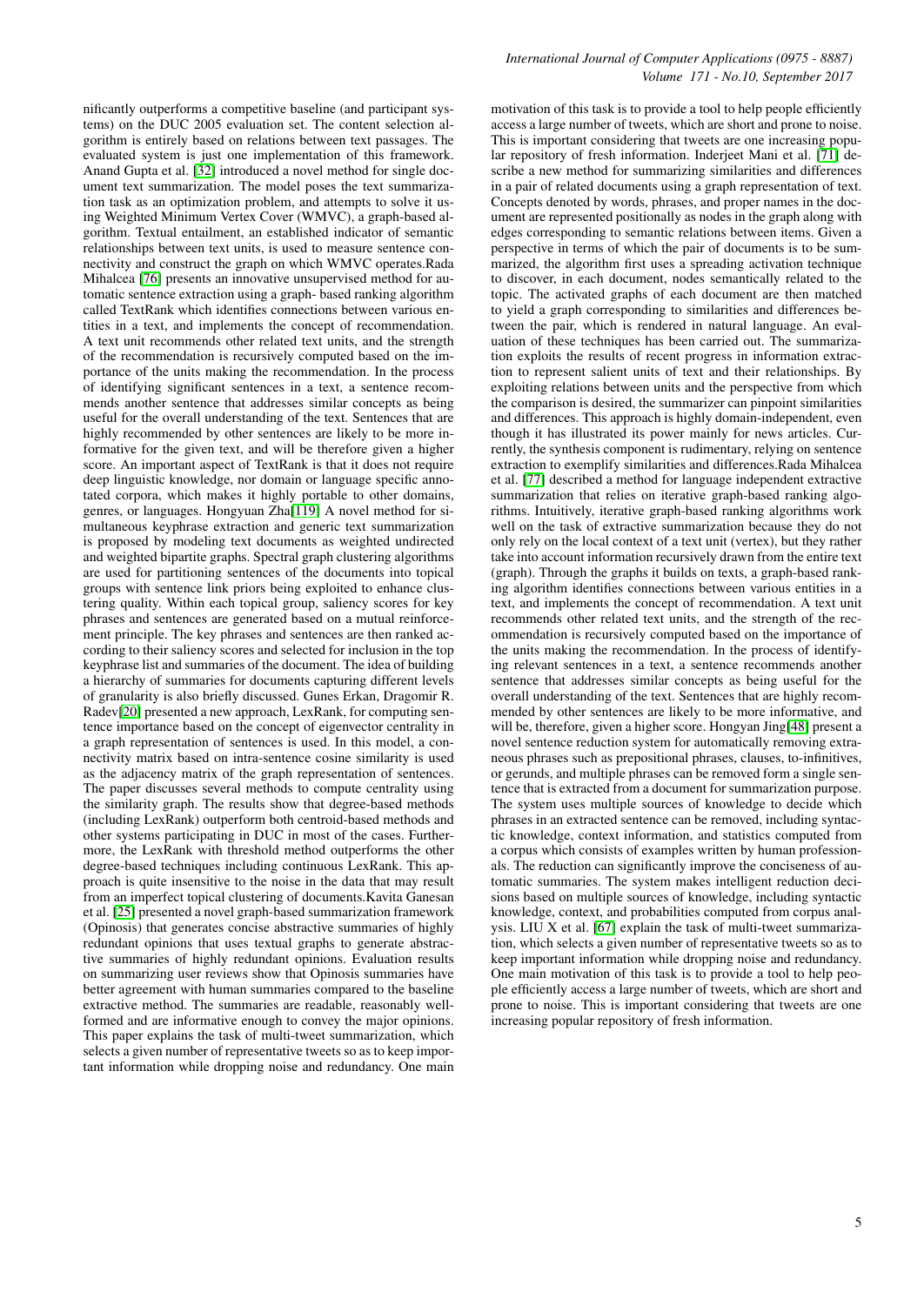nificantly outperforms a competitive baseline (and participant systems) on the DUC 2005 evaluation set. The content selection algorithm is entirely based on relations between text passages. The evaluated system is just one implementation of this framework. Anand Gupta et al. [32] introduced a novel method for single document text summarization. The model poses the text summarization task as an optimization problem, and attempts to solve it using Weighted Minimum Vertex Cover (WMVC), a graph-based algorithm. Textual entailment, an established indicator of semantic relationships between text units, is used to measure sentence connectivity and construct the graph on which WMVC operates.Rada Mihalcea [76] presents an innovative unsupervised method for automatic sentence extraction using a graph- based ranking algorithm called TextRank which identifies connections between various entities in a text, and implements the concept of recommendation. A text unit recommends other related text units, and the strength of the recommendation is recursively computed based on the importance of the units making the recommendation. In the process of identifying significant sentences in a text, a sentence recommends another sentence that addresses similar concepts as being useful for the overall understanding of the text. Sentences that are highly recommended by other sentences are likely to be more informative for the given text, and will be therefore given a higher score. An important aspect of TextRank is that it does not require deep linguistic knowledge, nor domain or language specific annotated corpora, which makes it highly portable to other domains, genres, or languages. Hongyuan Zha[119] A novel method for simultaneous keyphrase extraction and generic text summarization is proposed by modeling text documents as weighted undirected and weighted bipartite graphs. Spectral graph clustering algorithms are used for partitioning sentences of the documents into topical groups with sentence link priors being exploited to enhance clustering quality. Within each topical group, saliency scores for key phrases and sentences are generated based on a mutual reinforcement principle. The key phrases and sentences are then ranked according to their saliency scores and selected for inclusion in the top keyphrase list and summaries of the document. The idea of building a hierarchy of summaries for documents capturing different levels of granularity is also briefly discussed. Gunes Erkan, Dragomir R. Radev[20] presented a new approach, LexRank, for computing sentence importance based on the concept of eigenvector centrality in a graph representation of sentences is used. In this model, a connectivity matrix based on intra-sentence cosine similarity is used as the adjacency matrix of the graph representation of sentences. The paper discusses several methods to compute centrality using the similarity graph. The results show that degree-based methods (including LexRank) outperform both centroid-based methods and other systems participating in DUC in most of the cases. Furthermore, the LexRank with threshold method outperforms the other degree-based techniques including continuous LexRank. This approach is quite insensitive to the noise in the data that may result from an imperfect topical clustering of documents.Kavita Ganesan et al. [25] presented a novel graph-based summarization framework (Opinosis) that generates concise abstractive summaries of highly redundant opinions that uses textual graphs to generate abstractive summaries of highly redundant opinions. Evaluation results on summarizing user reviews show that Opinosis summaries have better agreement with human summaries compared to the baseline extractive method. The summaries are readable, reasonably well-formed and are informative enough to convey the major opinions. This paper explains the task of multi-tweet summarization, which selects a given number of representative tweets so as to keep important information while dropping noise and redundancy. One main motivation of this task is to provide a tool to help people efficiently access a large number of tweets, which are short and prone to noise. This is important considering that tweets are one increasing popular repository of fresh information. Inderjeet Mani et al. [71] describe a new method for summarizing similarities and differences in a pair of related documents using a graph representation of text. Concepts denoted by words, phrases, and proper names in the document are represented positionally as nodes in the graph along with edges corresponding to semantic relations between items. Given a perspective in terms of which the pair of documents is to be summarized, the algorithm first uses a spreading activation technique to discover, in each document, nodes semantically related to the topic. The activated graphs of each document are then matched to yield a graph corresponding to similarities and differences between the pair, which is rendered in natural language. An evaluation of these techniques has been carried out. The summarization exploits the results of recent progress in information extraction to represent salient units of text and their relationships. By exploiting relations between units and the perspective from which the comparison is desired, the summarizer can pinpoint similarities and differences. This approach is highly domain-independent, even though it has illustrated its power mainly for news articles. Currently, the synthesis component is rudimentary, relying on sentence extraction to exemplify similarities and differences.Rada Mihalcea et al. [77] described a method for language independent extractive summarization that relies on iterative graph-based ranking algorithms. Intuitively, iterative graph-based ranking algorithms work well on the task of extractive summarization because they do not only rely on the local context of a text unit (vertex), but they rather take into account information recursively drawn from the entire text (graph). Through the graphs it builds on texts, a graph-based ranking algorithm identifies connections between various entities in a text, and implements the concept of recommendation. A text unit recommends other related text units, and the strength of the recommendation is recursively computed based on the importance of the units making the recommendation. In the process of identifying relevant sentences in a text, a sentence recommends another sentence that addresses similar concepts as being useful for the overall understanding of the text. Sentences that are highly recommended by other sentences are likely to be more informative, and will be, therefore, given a higher score. Hongyan Jing[48] present a novel sentence reduction system for automatically removing extraneous phrases such as prepositional phrases, clauses, to-infinitives, or gerunds, and multiple phrases can be removed form a single sentence that is extracted from a document for summarization purpose. The system uses multiple sources of knowledge to decide which phrases in an extracted sentence can be removed, including syntactic knowledge, context information, and statistics computed from a corpus which consists of examples written by human professionals. The reduction can significantly improve the conciseness of automatic summaries. The system makes intelligent reduction decisions based on multiple sources of knowledge, including syntactic knowledge, context, and probabilities computed from corpus analysis. LIU X et al. [67] explain the task of multi-tweet summarization, which selects a given number of representative tweets so as to keep important information while dropping noise and redundancy. One main motivation of this task is to provide a tool to help people efficiently access a large number of tweets, which are short and prone to noise. This is important considering that tweets are one increasing popular repository of fresh information.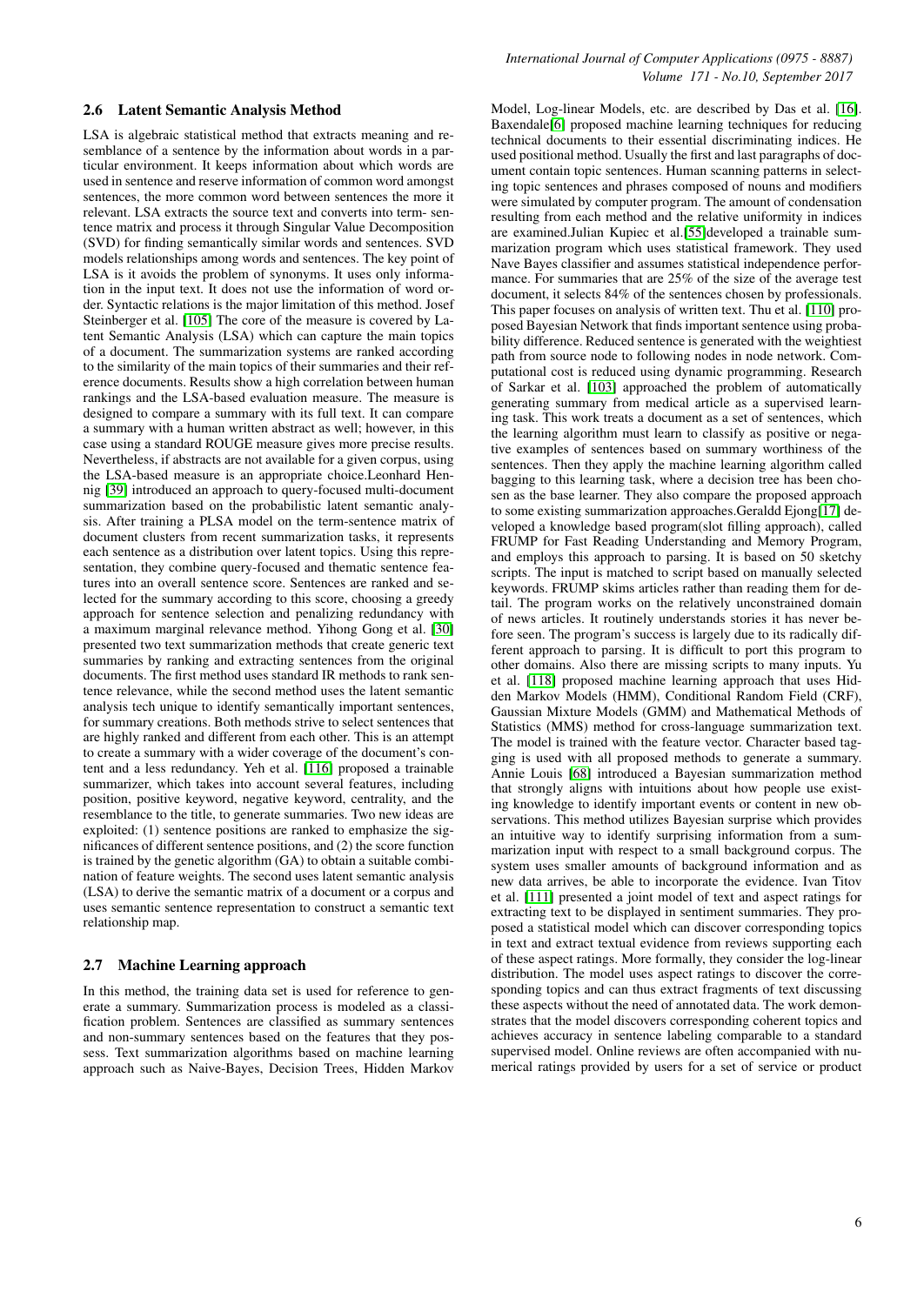### 2.6 Latent Semantic Analysis Method

LSA is algebraic statistical method that extracts meaning and resemblance of a sentence by the information about words in a particular environment. It keeps information about which words are used in sentence and reserve information of common word amongst sentences, the more common word between sentences the more it relevant. LSA extracts the source text and converts into term- sentence matrix and process it through Singular Value Decomposition (SVD) for finding semantically similar words and sentences. SVD models relationships among words and sentences. The key point of LSA is it avoids the problem of synonyms. It uses only information in the input text. It does not use the information of word order. Syntactic relations is the major limitation of this method. Josef Steinberger et al. [105] The core of the measure is covered by Latent Semantic Analysis (LSA) which can capture the main topics of a document. The summarization systems are ranked according to the similarity of the main topics of their summaries and their reference documents. Results show a high correlation between human rankings and the LSA-based evaluation measure. The measure is designed to compare a summary with its full text. It can compare a summary with a human written abstract as well; however, in this case using a standard ROUGE measure gives more precise results. Nevertheless, if abstracts are not available for a given corpus, using the LSA-based measure is an appropriate choice.Leonhard Hennig [39] introduced an approach to query-focused multi-document summarization based on the probabilistic latent semantic analysis. After training a PLSA model on the term-sentence matrix of document clusters from recent summarization tasks, it represents each sentence as a distribution over latent topics. Using this representation, they combine query-focused and thematic sentence features into an overall sentence score. Sentences are ranked and selected for the summary according to this score, choosing a greedy approach for sentence selection and penalizing redundancy with a maximum marginal relevance method. Yihong Gong et al. [30] presented two text summarization methods that create generic text summaries by ranking and extracting sentences from the original documents. The first method uses standard IR methods to rank sentence relevance, while the second method uses the latent semantic analysis tech unique to identify semantically important sentences, for summary creations. Both methods strive to select sentences that are highly ranked and different from each other. This is an attempt to create a summary with a wider coverage of the document's content and a less redundancy. Yeh et al. [116] proposed a trainable summarizer, which takes into account several features, including position, positive keyword, negative keyword, centrality, and the resemblance to the title, to generate summaries. Two new ideas are exploited: (1) sentence positions are ranked to emphasize the significances of different sentence positions, and (2) the score function is trained by the genetic algorithm (GA) to obtain a suitable combination of feature weights. The second uses latent semantic analysis (LSA) to derive the semantic matrix of a document or a corpus and uses semantic sentence representation to construct a semantic text relationship map.

### 2.7 Machine Learning approach

In this method, the training data set is used for reference to generate a summary. Summarization process is modeled as a classification problem. Sentences are classified as summary sentences and non-summary sentences based on the features that they possess. Text summarization algorithms based on machine learning approach such as Naive-Bayes, Decision Trees, Hidden Markov Model, Log-linear Models, etc. are described by Das et al. [16]. Baxendale[6] proposed machine learning techniques for reducing technical documents to their essential discriminating indices. He used positional method. Usually the first and last paragraphs of document contain topic sentences. Human scanning patterns in selecting topic sentences and phrases composed of nouns and modifiers were simulated by computer program. The amount of condensation resulting from each method and the relative uniformity in indices are examined.Julian Kupiec et al.[55]developed a trainable summarization program which uses statistical framework. They used Nave Bayes classifier and assumes statistical independence performance. For summaries that are 25% of the size of the average test document, it selects 84% of the sentences chosen by professionals. This paper focuses on analysis of written text. Thu et al. [110] proposed Bayesian Network that finds important sentence using probability difference. Reduced sentence is generated with the weightiest path from source node to following nodes in node network. Computational cost is reduced using dynamic programming. Research of Sarkar et al. [103] approached the problem of automatically generating summary from medical article as a supervised learning task. This work treats a document as a set of sentences, which the learning algorithm must learn to classify as positive or negative examples of sentences based on summary worthiness of the sentences. Then they apply the machine learning algorithm called bagging to this learning task, where a decision tree has been chosen as the base learner. They also compare the proposed approach to some existing summarization approaches.Geraldd Ejong[17] developed a knowledge based program(slot filling approach), called FRUMP for Fast Reading Understanding and Memory Program, and employs this approach to parsing. It is based on 50 sketchy scripts. The input is matched to script based on manually selected keywords. FRUMP skims articles rather than reading them for detail. The program works on the relatively unconstrained domain of news articles. It routinely understands stories it has never before seen. The program's success is largely due to its radically different approach to parsing. It is difficult to port this program to other domains. Also there are missing scripts to many inputs. Yu et al. [118] proposed machine learning approach that uses Hidden Markov Models (HMM), Conditional Random Field (CRF), Gaussian Mixture Models (GMM) and Mathematical Methods of Statistics (MMS) method for cross-language summarization text. The model is trained with the feature vector. Character based tagging is used with all proposed methods to generate a summary. Annie Louis [68] introduced a Bayesian summarization method that strongly aligns with intuitions about how people use existing knowledge to identify important events or content in new observations. This method utilizes Bayesian surprise which provides an intuitive way to identify surprising information from a summarization input with respect to a small background corpus. The system uses smaller amounts of background information and as new data arrives, be able to incorporate the evidence. Ivan Titov et al. [111] presented a joint model of text and aspect ratings for extracting text to be displayed in sentiment summaries. They proposed a statistical model which can discover corresponding topics in text and extract textual evidence from reviews supporting each of these aspect ratings. More formally, they consider the log-linear distribution. The model uses aspect ratings to discover the corresponding topics and can thus extract fragments of text discussing these aspects without the need of annotated data. The work demonstrates that the model discovers corresponding coherent topics and achieves accuracy in sentence labeling comparable to a standard supervised model. Online reviews are often accompanied with numerical ratings provided by users for a set of service or product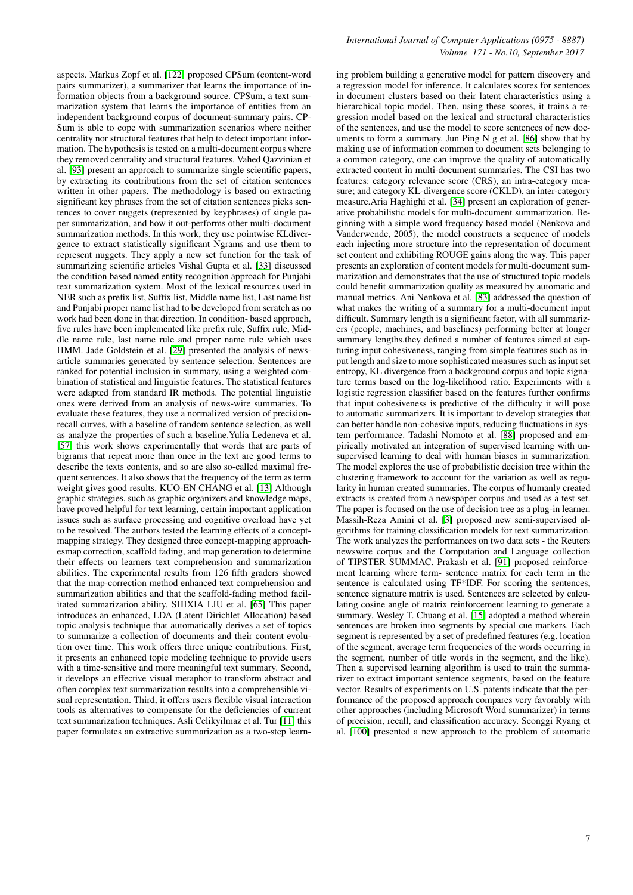aspects. Markus Zopf et al. [122] proposed CPSum (content-word pairs summarizer), a summarizer that learns the importance of information objects from a background source. CPSum, a text summarization system that learns the importance of entities from an independent background corpus of document-summary pairs. CP-Sum is able to cope with summarization scenarios where neither centrality nor structural features that help to detect important information. The hypothesis is tested on a multi-document corpus where they removed centrality and structural features. Vahed Qazvinian et al. [93] present an approach to summarize single scientific papers, by extracting its contributions from the set of citation sentences written in other papers. The methodology is based on extracting significant key phrases from the set of citation sentences picks sentences to cover nuggets (represented by keyphrases) of single paper summarization, and how it out-performs other multi-document summarization methods. In this work, they use pointwise KLdivergence to extract statistically significant Ngrams and use them to represent nuggets. They apply a new set function for the task of summarizing scientific articles Vishal Gupta et al. [33] discussed the condition based named entity recognition approach for Punjabi text summarization system. Most of the lexical resources used in NER such as prefix list, Suffix list, Middle name list, Last name list and Punjabi proper name list had to be developed from scratch as no work had been done in that direction. In condition- based approach, five rules have been implemented like prefix rule, Suffix rule, Middle name rule, last name rule and proper name rule which uses HMM. Jade Goldstein et al. [29] presented the analysis of news-article summaries generated by sentence selection. Sentences are ranked for potential inclusion in summary, using a weighted combination of statistical and linguistic features. The statistical features were adapted from standard IR methods. The potential linguistic ones were derived from an analysis of news-wire summaries. To evaluate these features, they use a normalized version of precision-recall curves, with a baseline of random sentence selection, as well as analyze the properties of such a baseline.Yulia Ledeneva et al. [57] this work shows experimentally that words that are parts of bigrams that repeat more than once in the text are good terms to describe the texts contents, and so are also so-called maximal frequent sentences. It also shows that the frequency of the term as term weight gives good results. KUO-EN CHANG et al. [13] Although graphic strategies, such as graphic organizers and knowledge maps, have proved helpful for text learning, certain important application issues such as surface processing and cognitive overload have yet to be resolved. The authors tested the learning effects of a concept-mapping strategy. They designed three concept-mapping approachesmap correction, scaffold fading, and map generation to determine their effects on learners text comprehension and summarization abilities. The experimental results from 126 fifth graders showed that the map-correction method enhanced text comprehension and summarization abilities and that the scaffold-fading method facilitated summarization ability. SHIXIA LIU et al. [65] This paper introduces an enhanced, LDA (Latent Dirichlet Allocation) based topic analysis technique that automatically derives a set of topics to summarize a collection of documents and their content evolution over time. This work offers three unique contributions. First, it presents an enhanced topic modeling technique to provide users with a time-sensitive and more meaningful text summary. Second, it develops an effective visual metaphor to transform abstract and often complex text summarization results into a comprehensible visual representation. Third, it offers users flexible visual interaction tools as alternatives to compensate for the deficiencies of current text summarization techniques. Asli Celikyilmaz et al. Tur [11] this paper formulates an extractive summarization as a two-step learning problem building a generative model for pattern discovery and a regression model for inference. It calculates scores for sentences in document clusters based on their latent characteristics using a hierarchical topic model. Then, using these scores, it trains a regression model based on the lexical and structural characteristics of the sentences, and use the model to score sentences of new documents to form a summary. Jun Ping N g et al. [86] show that by making use of information common to document sets belonging to a common category, one can improve the quality of automatically extracted content in multi-document summaries. The CSI has two features: category relevance score (CRS), an intra-category measure; and category KL-divergence score (CKLD), an inter-category measure.Aria Haghighi et al. [34] present an exploration of generative probabilistic models for multi-document summarization. Beginning with a simple word frequency based model (Nenkova and Vanderwende, 2005), the model constructs a sequence of models each injecting more structure into the representation of document set content and exhibiting ROUGE gains along the way. This paper presents an exploration of content models for multi-document summarization and demonstrates that the use of structured topic models could benefit summarization quality as measured by automatic and manual metrics. Ani Nenkova et al. [83] addressed the question of what makes the writing of a summary for a multi-document input difficult. Summary length is a significant factor, with all summarizers (people, machines, and baselines) performing better at longer summary lengths.they defined a number of features aimed at capturing input cohesiveness, ranging from simple features such as input length and size to more sophisticated measures such as input set entropy, KL divergence from a background corpus and topic signature terms based on the log-likelihood ratio. Experiments with a logistic regression classifier based on the features further confirms that input cohesiveness is predictive of the difficulty it will pose to automatic summarizers. It is important to develop strategies that can better handle non-cohesive inputs, reducing fluctuations in system performance. Tadashi Nomoto et al. [88] proposed and empirically motivated an integration of supervised learning with unsupervised learning to deal with human biases in summarization. The model explores the use of probabilistic decision tree within the clustering framework to account for the variation as well as regularity in human created summaries. The corpus of humanly created extracts is created from a newspaper corpus and used as a test set. The paper is focused on the use of decision tree as a plug-in learner. Massih-Reza Amini et al. [3] proposed new semi-supervised algorithms for training classification models for text summarization. The work analyzes the performances on two data sets - the Reuters newswire corpus and the Computation and Language collection of TIPSTER SUMMAC. Prakash et al. [91] proposed reinforcement learning where term- sentence matrix for each term in the sentence is calculated using TF*IDF. For scoring the sentences, sentence signature matrix is used. Sentences are selected by calculating cosine angle of matrix reinforcement learning to generate a summary. Wesley T. Chuang et al. [15] adopted a method wherein sentences are broken into segments by special cue markers. Each segment is represented by a set of predefined features (e.g. location of the segment, average term frequencies of the words occurring in the segment, number of title words in the segment, and the like). Then a supervised learning algorithm is used to train the summarizer to extract important sentence segments, based on the feature vector. Results of experiments on U.S. patents indicate that the performance of the proposed approach compares very favorably with other approaches (including Microsoft Word summarizer) in terms of precision, recall, and classification accuracy. Seonggi Ryang et al. [100] presented a new approach to the problem of automatic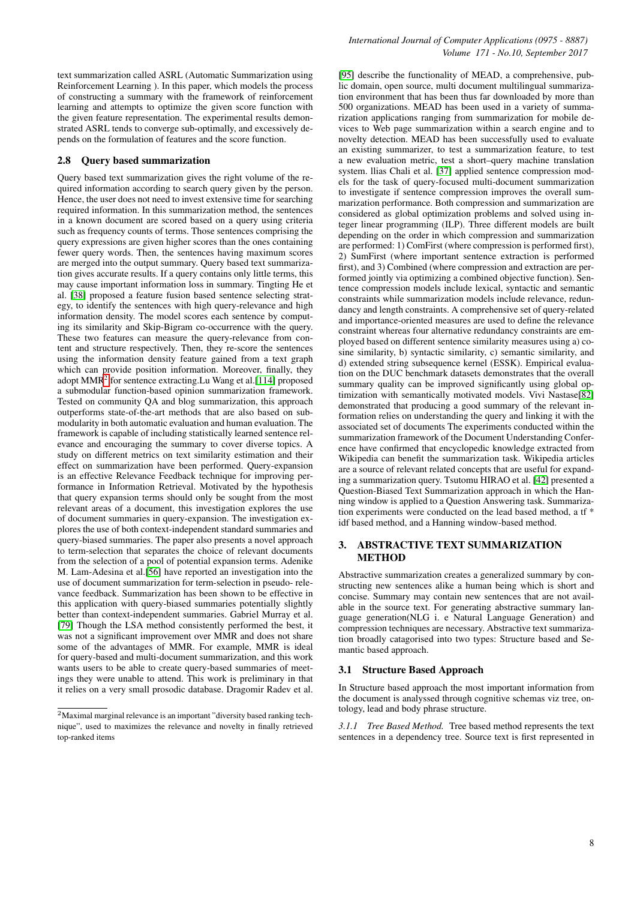text summarization called ASRL (Automatic Summarization using Reinforcement Learning ). In this paper, which models the process of constructing a summary with the framework of reinforcement learning and attempts to optimize the given score function with the given feature representation. The experimental results demonstrated ASRL tends to converge sub-optimally, and excessively depends on the formulation of features and the score function.

### 2.8 Query based summarization

Query based text summarization gives the right volume of the required information according to search query given by the person. Hence, the user does not need to invest extensive time for searching required information. In this summarization method, the sentences in a known document are scored based on a query using criteria such as frequency counts of terms. Those sentences comprising the query expressions are given higher scores than the ones containing fewer query words. Then, the sentences having maximum scores are merged into the output summary. Query based text summarization gives accurate results. If a query contains only little terms, this may cause important information loss in summary. Tingting He et al. [38] proposed a feature fusion based sentence selecting strategy, to identify the sentences with high query-relevance and high information density. The model scores each sentence by computing its similarity and Skip-Bigram co-occurrence with the query. These two features can measure the query-relevance from content and structure respectively. Then, they re-score the sentences using the information density feature gained from a text graph which can provide position information. Moreover, finally, they adopt MMR[2] for sentence extracting.Lu Wang et al.[114] proposed a submodular function-based opinion summarization framework. Tested on community QA and blog summarization, this approach outperforms state-of-the-art methods that are also based on submodularity in both automatic evaluation and human evaluation. The framework is capable of including statistically learned sentence relevance and encouraging the summary to cover diverse topics. A study on different metrics on text similarity estimation and their effect on summarization have been performed. Query-expansion is an effective Relevance Feedback technique for improving performance in Information Retrieval. Motivated by the hypothesis that query expansion terms should only be sought from the most relevant areas of a document, this investigation explores the use of document summaries in query-expansion. The investigation explores the use of both context-independent standard summaries and query-biased summaries. The paper also presents a novel approach to term-selection that separates the choice of relevant documents from the selection of a pool of potential expansion terms. Adenike M. Lam-Adesina et al.[56] have reported an investigation into the use of document summarization for term-selection in pseudo- relevance feedback. Summarization has been shown to be effective in this application with query-biased summaries potentially slightly better than context-independent summaries. Gabriel Murray et al. [79] Though the LSA method consistently performed the best, it was not a significant improvement over MMR and does not share some of the advantages of MMR. For example, MMR is ideal for query-based and multi-document summarization, and this work wants users to be able to create query-based summaries of meetings they were unable to attend. This work is preliminary in that it relies on a very small prosodic database. Dragomir Radev et al. [95] describe the functionality of MEAD, a comprehensive, public domain, open source, multi document multilingual summarization environment that has been thus far downloaded by more than 500 organizations. MEAD has been used in a variety of summarization applications ranging from summarization for mobile devices to Web page summarization within a search engine and to novelty detection. MEAD has been successfully used to evaluate an existing summarizer, to test a summarization feature, to test a new evaluation metric, test a short–query machine translation system. llias Chali et al. [37] applied sentence compression models for the task of query-focused multi-document summarization to investigate if sentence compression improves the overall summarization performance. Both compression and summarization are considered as global optimization problems and solved using integer linear programming (ILP). Three different models are built depending on the order in which compression and summarization are performed: 1) ComFirst (where compression is performed first), 2) SumFirst (where important sentence extraction is performed first), and 3) Combined (where compression and extraction are performed jointly via optimizing a combined objective function). Sentence compression models include lexical, syntactic and semantic constraints while summarization models include relevance, redundancy and length constraints. A comprehensive set of query-related and importance-oriented measures are used to define the relevance constraint whereas four alternative redundancy constraints are employed based on different sentence similarity measures using a) cosine similarity, b) syntactic similarity, c) semantic similarity, and d) extended string subsequence kernel (ESSK). Empirical evaluation on the DUC benchmark datasets demonstrates that the overall summary quality can be improved significantly using global optimization with semantically motivated models. Vivi Nastase[82] demonstrated that producing a good summary of the relevant information relies on understanding the query and linking it with the associated set of documents The experiments conducted within the summarization framework of the Document Understanding Conference have confirmed that encyclopedic knowledge extracted from Wikipedia can benefit the summarization task. Wikipedia articles are a source of relevant related concepts that are useful for expanding a summarization query. Tsutomu HIRAO et al. [42] presented a Question-Biased Text Summarization approach in which the Hanning window is applied to a Question Answering task. Summarization experiments were conducted on the lead based method, a tf * idf based method, and a Hanning window-based method.

## 3. ABSTRACTIVE TEXT SUMMARIZATION METHOD

Abstractive summarization creates a generalized summary by constructing new sentences alike a human being which is short and concise. Summary may contain new sentences that are not available in the source text. For generating abstractive summary language generation(NLG i. e Natural Language Generation) and compression techniques are necessary. Abstractive text summarization broadly catagorised into two types: Structure based and Semantic based approach.

### 3.1 Structure Based Approach

In Structure based approach the most important information from the document is analyssed through cognitive schemas viz tree, ontology, lead and body phrase structure.

*3.1.1 Tree Based Method.* Tree based method represents the text sentences in a dependency tree. Source text is first represented in

[2] Maximal marginal relevance is an important "diversity based ranking technique", used to maximizes the relevance and novelty in finally retrieved top-ranked items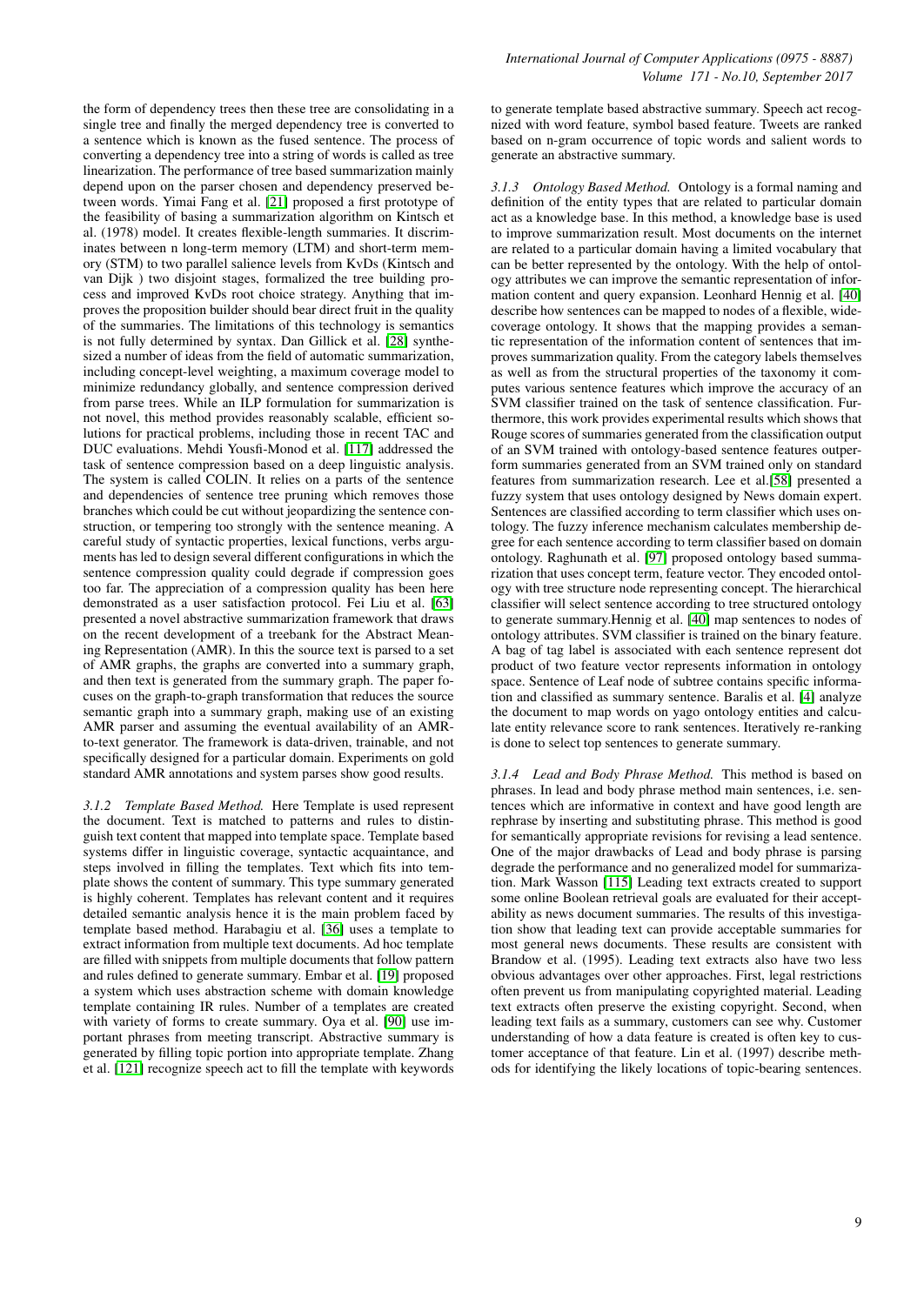the form of dependency trees then these tree are consolidating in a single tree and finally the merged dependency tree is converted to a sentence which is known as the fused sentence. The process of converting a dependency tree into a string of words is called as tree linearization. The performance of tree based summarization mainly depend upon on the parser chosen and dependency preserved between words. Yimai Fang et al. [21] proposed a first prototype of the feasibility of basing a summarization algorithm on Kintsch et al. (1978) model. It creates flexible-length summaries. It discriminates between n long-term memory (LTM) and short-term memory (STM) to two parallel salience levels from KvDs (Kintsch and van Dijk ) two disjoint stages, formalized the tree building process and improved KvDs root choice strategy. Anything that improves the proposition builder should bear direct fruit in the quality of the summaries. The limitations of this technology is semantics is not fully determined by syntax. Dan Gillick et al. [28] synthesized a number of ideas from the field of automatic summarization, including concept-level weighting, a maximum coverage model to minimize redundancy globally, and sentence compression derived from parse trees. While an ILP formulation for summarization is not novel, this method provides reasonably scalable, efficient solutions for practical problems, including those in recent TAC and DUC evaluations. Mehdi Yousfi-Monod et al. [117] addressed the task of sentence compression based on a deep linguistic analysis. The system is called COLIN. It relies on a parts of the sentence and dependencies of sentence tree pruning which removes those branches which could be cut without jeopardizing the sentence construction, or tempering too strongly with the sentence meaning. A careful study of syntactic properties, lexical functions, verbs arguments has led to design several different configurations in which the sentence compression quality could degrade if compression goes too far. The appreciation of a compression quality has been here demonstrated as a user satisfaction protocol. Fei Liu et al. [63] presented a novel abstractive summarization framework that draws on the recent development of a treebank for the Abstract Meaning Representation (AMR). In this the source text is parsed to a set of AMR graphs, the graphs are converted into a summary graph, and then text is generated from the summary graph. The paper focuses on the graph-to-graph transformation that reduces the source semantic graph into a summary graph, making use of an existing AMR parser and assuming the eventual availability of an AMR-to-text generator. The framework is data-driven, trainable, and not specifically designed for a particular domain. Experiments on gold standard AMR annotations and system parses show good results.

*3.1.2 Template Based Method.* Here Template is used represent the document. Text is matched to patterns and rules to distinguish text content that mapped into template space. Template based systems differ in linguistic coverage, syntactic acquaintance, and steps involved in filling the templates. Text which fits into template shows the content of summary. This type summary generated is highly coherent. Templates has relevant content and it requires detailed semantic analysis hence it is the main problem faced by template based method. Harabagiu et al. [36] uses a template to extract information from multiple text documents. Ad hoc template are filled with snippets from multiple documents that follow pattern and rules defined to generate summary. Embar et al. [19] proposed a system which uses abstraction scheme with domain knowledge template containing IR rules. Number of a templates are created with variety of forms to create summary. Oya et al. [90] use important phrases from meeting transcript. Abstractive summary is generated by filling topic portion into appropriate template. Zhang et al. [121] recognize speech act to fill the template with keywords to generate template based abstractive summary. Speech act recognized with word feature, symbol based feature. Tweets are ranked based on n-gram occurrence of topic words and salient words to generate an abstractive summary.

*3.1.3 Ontology Based Method.* Ontology is a formal naming and definition of the entity types that are related to particular domain act as a knowledge base. In this method, a knowledge base is used to improve summarization result. Most documents on the internet are related to a particular domain having a limited vocabulary that can be better represented by the ontology. With the help of ontology attributes we can improve the semantic representation of information content and query expansion. Leonhard Hennig et al. [40] describe how sentences can be mapped to nodes of a flexible, wide-coverage ontology. It shows that the mapping provides a semantic representation of the information content of sentences that improves summarization quality. From the category labels themselves as well as from the structural properties of the taxonomy it computes various sentence features which improve the accuracy of an SVM classifier trained on the task of sentence classification. Furthermore, this work provides experimental results which shows that Rouge scores of summaries generated from the classification output of an SVM trained with ontology-based sentence features outperform summaries generated from an SVM trained only on standard features from summarization research. Lee et al.[58] presented a fuzzy system that uses ontology designed by News domain expert. Sentences are classified according to term classifier which uses ontology. The fuzzy inference mechanism calculates membership degree for each sentence according to term classifier based on domain ontology. Raghunath et al. [97] proposed ontology based summarization that uses concept term, feature vector. They encoded ontology with tree structure node representing concept. The hierarchical classifier will select sentence according to tree structured ontology to generate summary.Hennig et al. [40] map sentences to nodes of ontology attributes. SVM classifier is trained on the binary feature. A bag of tag label is associated with each sentence represent dot product of two feature vector represents information in ontology space. Sentence of Leaf node of subtree contains specific information and classified as summary sentence. Baralis et al. [4] analyze the document to map words on yago ontology entities and calculate entity relevance score to rank sentences. Iteratively re-ranking is done to select top sentences to generate summary.

*3.1.4 Lead and Body Phrase Method.* This method is based on phrases. In lead and body phrase method main sentences, i.e. sentences which are informative in context and have good length are rephrase by inserting and substituting phrase. This method is good for semantically appropriate revisions for revising a lead sentence. One of the major drawbacks of Lead and body phrase is parsing degrade the performance and no generalized model for summarization. Mark Wasson [115] Leading text extracts created to support some online Boolean retrieval goals are evaluated for their acceptability as news document summaries. The results of this investigation show that leading text can provide acceptable summaries for most general news documents. These results are consistent with Brandow et al. (1995). Leading text extracts also have two less obvious advantages over other approaches. First, legal restrictions often prevent us from manipulating copyrighted material. Leading text extracts often preserve the existing copyright. Second, when leading text fails as a summary, customers can see why. Customer understanding of how a data feature is created is often key to customer acceptance of that feature. Lin et al. (1997) describe methods for identifying the likely locations of topic-bearing sentences.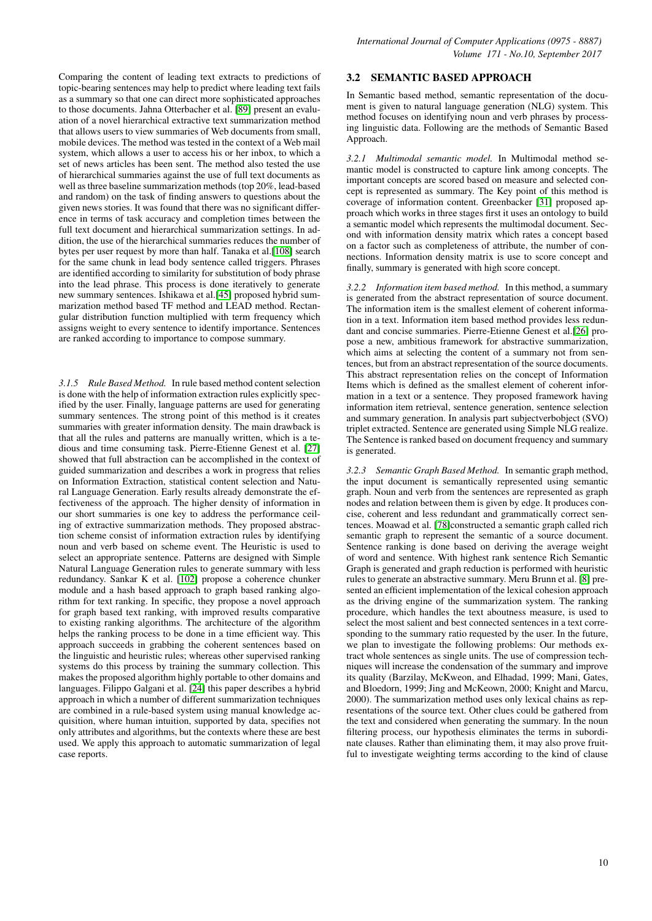Comparing the content of leading text extracts to predictions of topic-bearing sentences may help to predict where leading text fails as a summary so that one can direct more sophisticated approaches to those documents. Jahna Otterbacher et al. [89] present an evaluation of a novel hierarchical extractive text summarization method that allows users to view summaries of Web documents from small, mobile devices. The method was tested in the context of a Web mail system, which allows a user to access his or her inbox, to which a set of news articles has been sent. The method also tested the use of hierarchical summaries against the use of full text documents as well as three baseline summarization methods (top 20%, lead-based and random) on the task of finding answers to questions about the given news stories. It was found that there was no significant difference in terms of task accuracy and completion times between the full text document and hierarchical summarization settings. In addition, the use of the hierarchical summaries reduces the number of bytes per user request by more than half. Tanaka et al.[108] search for the same chunk in lead body sentence called triggers. Phrases are identified according to similarity for substitution of body phrase into the lead phrase. This process is done iteratively to generate new summary sentences. Ishikawa et al.[45] proposed hybrid summarization method based TF method and LEAD method. Rectangular distribution function multiplied with term frequency which assigns weight to every sentence to identify importance. Sentences are ranked according to importance to compose summary.

*3.1.5 Rule Based Method.* In rule based method content selection is done with the help of information extraction rules explicitly specified by the user. Finally, language patterns are used for generating summary sentences. The strong point of this method is it creates summaries with greater information density. The main drawback is that all the rules and patterns are manually written, which is a tedious and time consuming task. Pierre-Etienne Genest et al. [27] showed that full abstraction can be accomplished in the context of guided summarization and describes a work in progress that relies on Information Extraction, statistical content selection and Natural Language Generation. Early results already demonstrate the effectiveness of the approach. The higher density of information in our short summaries is one key to address the performance ceiling of extractive summarization methods. They proposed abstraction scheme consist of information extraction rules by identifying noun and verb based on scheme event. The Heuristic is used to select an appropriate sentence. Patterns are designed with Simple Natural Language Generation rules to generate summary with less redundancy. Sankar K et al. [102] propose a coherence chunker module and a hash based approach to graph based ranking algorithm for text ranking. In specific, they propose a novel approach for graph based text ranking, with improved results comparative to existing ranking algorithms. The architecture of the algorithm helps the ranking process to be done in a time efficient way. This approach succeeds in grabbing the coherent sentences based on the linguistic and heuristic rules; whereas other supervised ranking systems do this process by training the summary collection. This makes the proposed algorithm highly portable to other domains and languages. Filippo Galgani et al. [24] this paper describes a hybrid approach in which a number of different summarization techniques are combined in a rule-based system using manual knowledge acquisition, where human intuition, supported by data, specifies not only attributes and algorithms, but the contexts where these are best used. We apply this approach to automatic summarization of legal case reports.

### 3.2 SEMANTIC BASED APPROACH

In Semantic based method, semantic representation of the document is given to natural language generation (NLG) system. This method focuses on identifying noun and verb phrases by processing linguistic data. Following are the methods of Semantic Based Approach.

*3.2.1 Multimodal semantic model.* In Multimodal method semantic model is constructed to capture link among concepts. The important concepts are scored based on measure and selected concept is represented as summary. The Key point of this method is coverage of information content. Greenbacker [31] proposed approach which works in three stages first it uses an ontology to build a semantic model which represents the multimodal document. Second with information density matrix which rates a concept based on a factor such as completeness of attribute, the number of connections. Information density matrix is use to score concept and finally, summary is generated with high score concept.

*3.2.2 Information item based method.* In this method, a summary is generated from the abstract representation of source document. The information item is the smallest element of coherent information in a text. Information item based method provides less redundant and concise summaries. Pierre-Etienne Genest et al.[26] propose a new, ambitious framework for abstractive summarization, which aims at selecting the content of a summary not from sentences, but from an abstract representation of the source documents. This abstract representation relies on the concept of Information Items which is defined as the smallest element of coherent information in a text or a sentence. They proposed framework having information item retrieval, sentence generation, sentence selection and summary generation. In analysis part subjectverbobject (SVO) triplet extracted. Sentence are generated using Simple NLG realize. The Sentence is ranked based on document frequency and summary is generated.

*3.2.3 Semantic Graph Based Method.* In semantic graph method, the input document is semantically represented using semantic graph. Noun and verb from the sentences are represented as graph nodes and relation between them is given by edge. It produces concise, coherent and less redundant and grammatically correct sentences. Moawad et al. [78]constructed a semantic graph called rich semantic graph to represent the semantic of a source document. Sentence ranking is done based on deriving the average weight of word and sentence. With highest rank sentence Rich Semantic Graph is generated and graph reduction is performed with heuristic rules to generate an abstractive summary. Meru Brunn et al. [8] presented an efficient implementation of the lexical cohesion approach as the driving engine of the summarization system. The ranking procedure, which handles the text aboutness measure, is used to select the most salient and best connected sentences in a text corresponding to the summary ratio requested by the user. In the future, we plan to investigate the following problems: Our methods extract whole sentences as single units. The use of compression techniques will increase the condensation of the summary and improve its quality (Barzilay, McKweon, and Elhadad, 1999; Mani, Gates, and Bloedorn, 1999; Jing and McKeown, 2000; Knight and Marcu, 2000). The summarization method uses only lexical chains as representations of the source text. Other clues could be gathered from the text and considered when generating the summary. In the noun filtering process, our hypothesis eliminates the terms in subordinate clauses. Rather than eliminating them, it may also prove fruitful to investigate weighting terms according to the kind of clause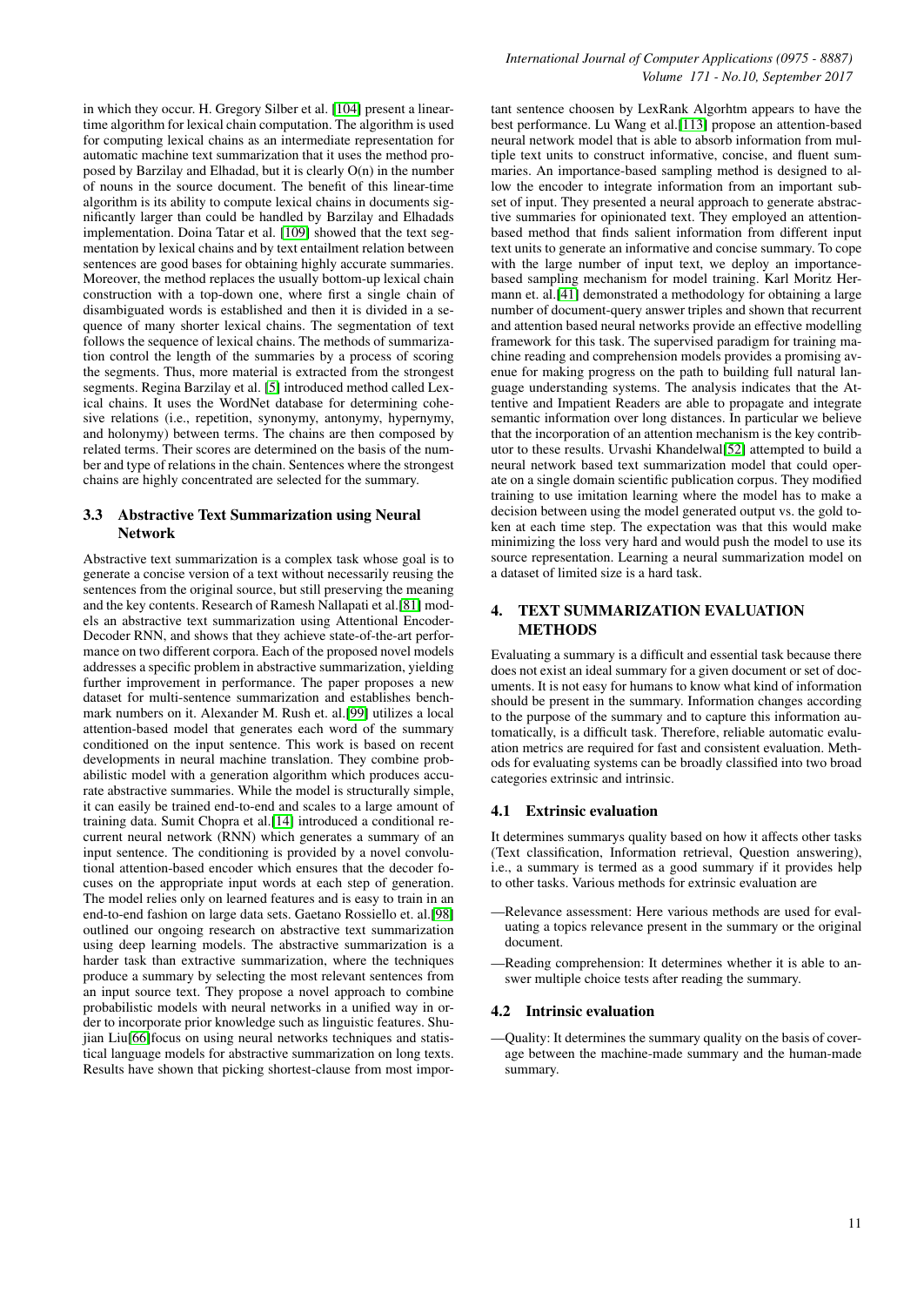in which they occur. H. Gregory Silber et al. [104] present a linear-time algorithm for lexical chain computation. The algorithm is used for computing lexical chains as an intermediate representation for automatic machine text summarization that it uses the method proposed by Barzilay and Elhadad, but it is clearly O(n) in the number of nouns in the source document. The benefit of this linear-time algorithm is its ability to compute lexical chains in documents significantly larger than could be handled by Barzilay and Elhadads implementation. Doina Tatar et al. [109] showed that the text segmentation by lexical chains and by text entailment relation between sentences are good bases for obtaining highly accurate summaries. Moreover, the method replaces the usually bottom-up lexical chain construction with a top-down one, where first a single chain of disambiguated words is established and then it is divided in a sequence of many shorter lexical chains. The segmentation of text follows the sequence of lexical chains. The methods of summarization control the length of the summaries by a process of scoring the segments. Thus, more material is extracted from the strongest segments. Regina Barzilay et al. [5] introduced method called Lexical chains. It uses the WordNet database for determining cohesive relations (i.e., repetition, synonymy, antonymy, hypernymy, and holonymy) between terms. The chains are then composed by related terms. Their scores are determined on the basis of the number and type of relations in the chain. Sentences where the strongest chains are highly concentrated are selected for the summary.

### 3.3 Abstractive Text Summarization using Neural Network

Abstractive text summarization is a complex task whose goal is to generate a concise version of a text without necessarily reusing the sentences from the original source, but still preserving the meaning and the key contents. Research of Ramesh Nallapati et al.[81] models an abstractive text summarization using Attentional Encoder-Decoder RNN, and shows that they achieve state-of-the-art performance on two different corpora. Each of the proposed novel models addresses a specific problem in abstractive summarization, yielding further improvement in performance. The paper proposes a new dataset for multi-sentence summarization and establishes benchmark numbers on it. Alexander M. Rush et. al.[99] utilizes a local attention-based model that generates each word of the summary conditioned on the input sentence. This work is based on recent developments in neural machine translation. They combine probabilistic model with a generation algorithm which produces accurate abstractive summaries. While the model is structurally simple, it can easily be trained end-to-end and scales to a large amount of training data. Sumit Chopra et al.[14] introduced a conditional recurrent neural network (RNN) which generates a summary of an input sentence. The conditioning is provided by a novel convolutional attention-based encoder which ensures that the decoder focuses on the appropriate input words at each step of generation. The model relies only on learned features and is easy to train in an end-to-end fashion on large data sets. Gaetano Rossiello et. al.[98] outlined our ongoing research on abstractive text summarization using deep learning models. The abstractive summarization is a harder task than extractive summarization, where the techniques produce a summary by selecting the most relevant sentences from an input source text. They propose a novel approach to combine probabilistic models with neural networks in a unified way in order to incorporate prior knowledge such as linguistic features. Shujian Liu[66]focus on using neural networks techniques and statistical language models for abstractive summarization on long texts. Results have shown that picking shortest-clause from most important sentence choosen by LexRank Algorhtm appears to have the best performance. Lu Wang et al.[113] propose an attention-based neural network model that is able to absorb information from multiple text units to construct informative, concise, and fluent summaries. An importance-based sampling method is designed to allow the encoder to integrate information from an important subset of input. They presented a neural approach to generate abstractive summaries for opinionated text. They employed an attention-based method that finds salient information from different input text units to generate an informative and concise summary. To cope with the large number of input text, we deploy an importance-based sampling mechanism for model training. Karl Moritz Hermann et. al.[41] demonstrated a methodology for obtaining a large number of document-query answer triples and shown that recurrent and attention based neural networks provide an effective modelling framework for this task. The supervised paradigm for training machine reading and comprehension models provides a promising avenue for making progress on the path to building full natural language understanding systems. The analysis indicates that the Attentive and Impatient Readers are able to propagate and integrate semantic information over long distances. In particular we believe that the incorporation of an attention mechanism is the key contributor to these results. Urvashi Khandelwal[52] attempted to build a neural network based text summarization model that could operate on a single domain scientific publication corpus. They modified training to use imitation learning where the model has to make a decision between using the model generated output vs. the gold token at each time step. The expectation was that this would make minimizing the loss very hard and would push the model to use its source representation. Learning a neural summarization model on a dataset of limited size is a hard task.

## 4. TEXT SUMMARIZATION EVALUATION METHODS

Evaluating a summary is a difficult and essential task because there does not exist an ideal summary for a given document or set of documents. It is not easy for humans to know what kind of information should be present in the summary. Information changes according to the purpose of the summary and to capture this information automatically, is a difficult task. Therefore, reliable automatic evaluation metrics are required for fast and consistent evaluation. Methods for evaluating systems can be broadly classified into two broad categories extrinsic and intrinsic.

### 4.1 Extrinsic evaluation

It determines summarys quality based on how it affects other tasks (Text classification, Information retrieval, Question answering), i.e., a summary is termed as a good summary if it provides help to other tasks. Various methods for extrinsic evaluation are

- Relevance assessment: Here various methods are used for evaluating a topics relevance present in the summary or the original document.
- Reading comprehension: It determines whether it is able to answer multiple choice tests after reading the summary.

### 4.2 Intrinsic evaluation

- Quality: It determines the summary quality on the basis of coverage between the machine-made summary and the human-made summary.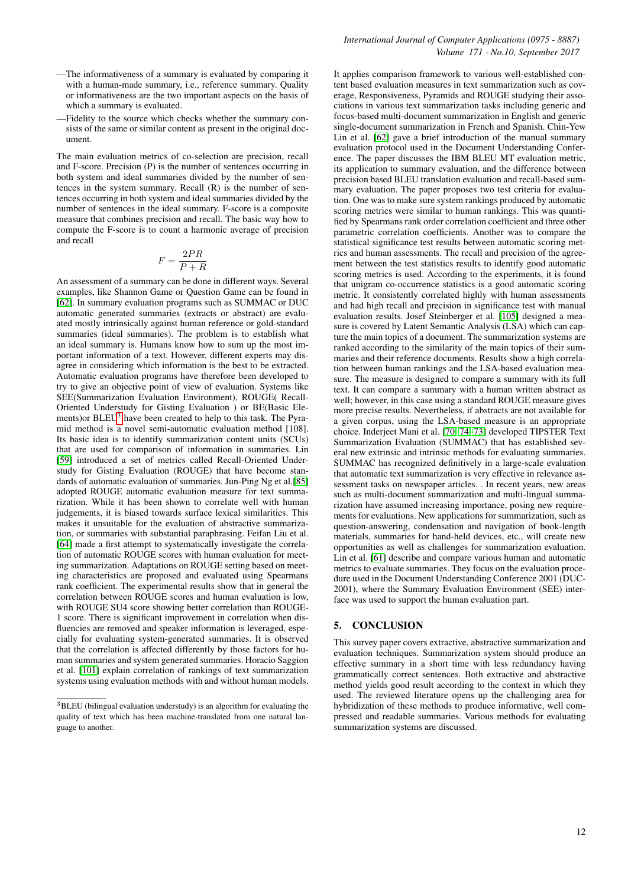—The informativeness of a summary is evaluated by comparing it with a human-made summary, i.e., reference summary. Quality or informativeness are the two important aspects on the basis of which a summary is evaluated.

—Fidelity to the source which checks whether the summary consists of the same or similar content as present in the original document.

The main evaluation metrics of co-selection are precision, recall and F-score. Precision (P) is the number of sentences occurring in both system and ideal summaries divided by the number of sentences in the system summary. Recall (R) is the number of sentences occurring in both system and ideal summaries divided by the number of sentences in the ideal summary. F-score is a composite measure that combines precision and recall. The basic way how to compute the F-score is to count a harmonic average of precision and recall

$$F = \frac{2PR}{P + R}$$

An assessment of a summary can be done in different ways. Several examples, like Shannon Game or Question Game can be found in [62]. In summary evaluation programs such as SUMMAC or DUC automatic generated summaries (extracts or abstract) are evaluated mostly intrinsically against human reference or gold-standard summaries (ideal summaries). The problem is to establish what an ideal summary is. Humans know how to sum up the most important information of a text. However, different experts may disagree in considering which information is the best to be extracted. Automatic evaluation programs have therefore been developed to try to give an objective point of view of evaluation. Systems like SEE(Summarization Evaluation Environment), ROUGE( Recall-Oriented Understudy for Gisting Evaluation ) or BE(Basic Elements)or BLEU[3] have been created to help to this task. The Pyramid method is a novel semi-automatic evaluation method [108]. Its basic idea is to identify summarization content units (SCUs) that are used for comparison of information in summaries. Lin [59] introduced a set of metrics called Recall-Oriented Understudy for Gisting Evaluation (ROUGE) that have become standards of automatic evaluation of summaries. Jun-Ping Ng et al.[85] adopted ROUGE automatic evaluation measure for text summarization. While it has been shown to correlate well with human judgements, it is biased towards surface lexical similarities. This makes it unsuitable for the evaluation of abstractive summarization, or summaries with substantial paraphrasing. Feifan Liu et al. [64] made a first attempt to systematically investigate the correlation of automatic ROUGE scores with human evaluation for meeting summarization. Adaptations on ROUGE setting based on meeting characteristics are proposed and evaluated using Spearmans rank coefficient. The experimental results show that in general the correlation between ROUGE scores and human evaluation is low, with ROUGE SU4 score showing better correlation than ROUGE-1 score. There is significant improvement in correlation when disfluencies are removed and speaker information is leveraged, especially for evaluating system-generated summaries. It is observed that the correlation is affected differently by those factors for human summaries and system generated summaries. Horacio Saggion et al. [101] explain correlation of rankings of text summarization systems using evaluation methods with and without human models. It applies comparison framework to various well-established content based evaluation measures in text summarization such as coverage, Responsiveness, Pyramids and ROUGE studying their associations in various text summarization tasks including generic and focus-based multi-document summarization in English and generic single-document summarization in French and Spanish. Chin-Yew Lin et al. [62] gave a brief introduction of the manual summary evaluation protocol used in the Document Understanding Conference. The paper discusses the IBM BLEU MT evaluation metric, its application to summary evaluation, and the difference between precision based BLEU translation evaluation and recall-based summary evaluation. The paper proposes two test criteria for evaluation. One was to make sure system rankings produced by automatic scoring metrics were similar to human rankings. This was quantified by Spearmans rank order correlation coefficient and three other parametric correlation coefficients. Another was to compare the statistical significance test results between automatic scoring metrics and human assessments. The recall and precision of the agreement between the test statistics results to identify good automatic scoring metrics is used. According to the experiments, it is found that unigram co-occurrence statistics is a good automatic scoring metric. It consistently correlated highly with human assessments and had high recall and precision in significance test with manual evaluation results. Josef Steinberger et al. [105] designed a measure is covered by Latent Semantic Analysis (LSA) which can capture the main topics of a document. The summarization systems are ranked according to the similarity of the main topics of their summaries and their reference documents. Results show a high correlation between human rankings and the LSA-based evaluation measure. The measure is designed to compare a summary with its full text. It can compare a summary with a human written abstract as well; however, in this case using a standard ROUGE measure gives more precise results. Nevertheless, if abstracts are not available for a given corpus, using the LSA-based measure is an appropriate choice. Inderjeet Mani et al. [70, 74, 73] developed TIPSTER Text Summarization Evaluation (SUMMAC) that has established several new extrinsic and intrinsic methods for evaluating summaries. SUMMAC has recognized definitively in a large-scale evaluation that automatic text summarization is very effective in relevance assessment tasks on newspaper articles. . In recent years, new areas such as multi-document summarization and multi-lingual summarization have assumed increasing importance, posing new requirements for evaluations. New applications for summarization, such as question-answering, condensation and navigation of book-length materials, summaries for hand-held devices, etc., will create new opportunities as well as challenges for summarization evaluation. Lin et al. [61] describe and compare various human and automatic metrics to evaluate summaries. They focus on the evaluation procedure used in the Document Understanding Conference 2001 (DUC-2001), where the Summary Evaluation Environment (SEE) interface was used to support the human evaluation part.

## 5. CONCLUSION

This survey paper covers extractive, abstractive summarization and evaluation techniques. Summarization system should produce an effective summary in a short time with less redundancy having grammatically correct sentences. Both extractive and abstractive method yields good result according to the context in which they used. The reviewed literature opens up the challenging area for hybridization of these methods to produce informative, well compressed and readable summaries. Various methods for evaluating summarization systems are discussed.

[3] BLEU (bilingual evaluation understudy) is an algorithm for evaluating the quality of text which has been machine-translated from one natural language to another.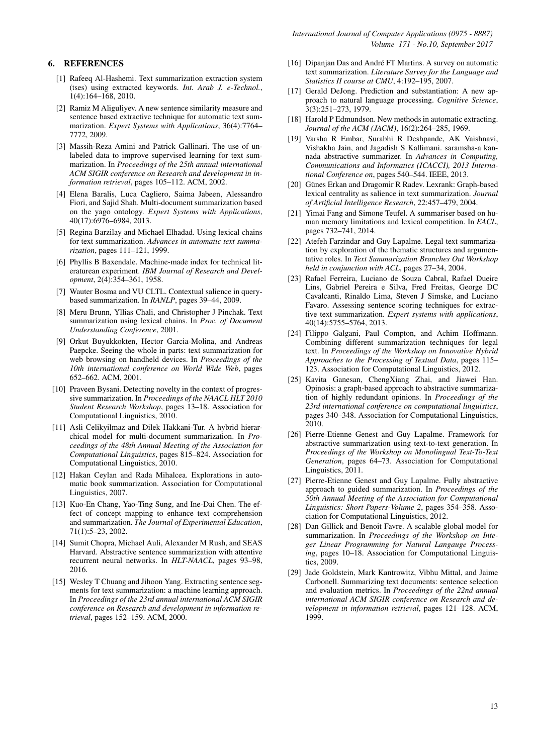## 6. REFERENCES

[1] Rafeeq Al-Hashemi. Text summarization extraction system (tses) using extracted keywords. *Int. Arab J. e-Technol.*, 1(4):164–168, 2010.

[2] Ramiz M Aliguliyev. A new sentence similarity measure and sentence based extractive technique for automatic text summarization. *Expert Systems with Applications*, 36(4):7764–7772, 2009.

[3] Massih-Reza Amini and Patrick Gallinari. The use of unlabeled data to improve supervised learning for text summarization. In *Proceedings of the 25th annual international ACM SIGIR conference on Research and development in information retrieval*, pages 105–112. ACM, 2002.

[4] Elena Baralis, Luca Cagliero, Saima Jabeen, Alessandro Fiori, and Sajid Shah. Multi-document summarization based on the yago ontology. *Expert Systems with Applications*, 40(17):6976–6984, 2013.

[5] Regina Barzilay and Michael Elhadad. Using lexical chains for text summarization. *Advances in automatic text summarization*, pages 111–121, 1999.

[6] Phyllis B Baxendale. Machine-made index for technical literaturean experiment. *IBM Journal of Research and Development*, 2(4):354–361, 1958.

[7] Wauter Bosma and VU CLTL. Contextual salience in query-based summarization. In *RANLP*, pages 39–44, 2009.

[8] Meru Brunn, Yllias Chali, and Christopher J Pinchak. Text summarization using lexical chains. In *Proc. of Document Understanding Conference*, 2001.

[9] Orkut Buyukkokten, Hector Garcia-Molina, and Andreas Paepcke. Seeing the whole in parts: text summarization for web browsing on handheld devices. In *Proceedings of the 10th international conference on World Wide Web*, pages 652–662. ACM, 2001.

[10] Praveen Bysani. Detecting novelty in the context of progressive summarization. In *Proceedings of the NAACL HLT 2010 Student Research Workshop*, pages 13–18. Association for Computational Linguistics, 2010.

[11] Asli Celikyilmaz and Dilek Hakkani-Tur. A hybrid hierarchical model for multi-document summarization. In *Proceedings of the 48th Annual Meeting of the Association for Computational Linguistics*, pages 815–824. Association for Computational Linguistics, 2010.

[12] Hakan Ceylan and Rada Mihalcea. Explorations in automatic book summarization. Association for Computational Linguistics, 2007.

[13] Kuo-En Chang, Yao-Ting Sung, and Ine-Dai Chen. The effect of concept mapping to enhance text comprehension and summarization. *The Journal of Experimental Education*, 71(1):5–23, 2002.

[14] Sumit Chopra, Michael Auli, Alexander M Rush, and SEAS Harvard. Abstractive sentence summarization with attentive recurrent neural networks. In *HLT-NAACL*, pages 93–98, 2016.

[15] Wesley T Chuang and Jihoon Yang. Extracting sentence segments for text summarization: a machine learning approach. In *Proceedings of the 23rd annual international ACM SIGIR conference on Research and development in information retrieval*, pages 152–159. ACM, 2000.

[16] Dipanjan Das and André FT Martins. A survey on automatic text summarization. *Literature Survey for the Language and Statistics II course at CMU*, 4:192–195, 2007.

[17] Gerald DeJong. Prediction and substantiation: A new approach to natural language processing. *Cognitive Science*, 3(3):251–273, 1979.

[18] Harold P Edmundson. New methods in automatic extracting. *Journal of the ACM (JACM)*, 16(2):264–285, 1969.

[19] Varsha R Embar, Surabhi R Deshpande, AK Vaishnavi, Vishakha Jain, and Jagadish S Kallimani. saramsha-a kannada abstractive summarizer. In *Advances in Computing, Communications and Informatics (ICACCI), 2013 International Conference on*, pages 540–544. IEEE, 2013.

[20] Günes Erkan and Dragomir R Radev. Lexrank: Graph-based lexical centrality as salience in text summarization. *Journal of Artificial Intelligence Research*, 22:457–479, 2004.

[21] Yimai Fang and Simone Teufel. A summariser based on human memory limitations and lexical competition. In *EACL*, pages 732–741, 2014.

[22] Atefeh Farzindar and Guy Lapalme. Legal text summarization by exploration of the thematic structures and argumentative roles. In *Text Summarization Branches Out Workshop held in conjunction with ACL*, pages 27–34, 2004.

[23] Rafael Ferreira, Luciano de Souza Cabral, Rafael Dueire Lins, Gabriel Pereira e Silva, Fred Freitas, George DC Cavalcanti, Rinaldo Lima, Steven J Simske, and Luciano Favaro. Assessing sentence scoring techniques for extractive text summarization. *Expert systems with applications*, 40(14):5755–5764, 2013.

[24] Filippo Galgani, Paul Compton, and Achim Hoffmann. Combining different summarization techniques for legal text. In *Proceedings of the Workshop on Innovative Hybrid Approaches to the Processing of Textual Data*, pages 115–123. Association for Computational Linguistics, 2012.

[25] Kavita Ganesan, ChengXiang Zhai, and Jiawei Han. Opinosis: a graph-based approach to abstractive summarization of highly redundant opinions. In *Proceedings of the 23rd international conference on computational linguistics*, pages 340–348. Association for Computational Linguistics, 2010.

[26] Pierre-Etienne Genest and Guy Lapalme. Framework for abstractive summarization using text-to-text generation. In *Proceedings of the Workshop on Monolingual Text-To-Text Generation*, pages 64–73. Association for Computational Linguistics, 2011.

[27] Pierre-Etienne Genest and Guy Lapalme. Fully abstractive approach to guided summarization. In *Proceedings of the 50th Annual Meeting of the Association for Computational Linguistics: Short Papers-Volume 2*, pages 354–358. Association for Computational Linguistics, 2012.

[28] Dan Gillick and Benoit Favre. A scalable global model for summarization. In *Proceedings of the Workshop on Integer Linear Programming for Natural Langauge Processing*, pages 10–18. Association for Computational Linguistics, 2009.

[29] Jade Goldstein, Mark Kantrowitz, Vibhu Mittal, and Jaime Carbonell. Summarizing text documents: sentence selection and evaluation metrics. In *Proceedings of the 22nd annual international ACM SIGIR conference on Research and development in information retrieval*, pages 121–128. ACM, 1999.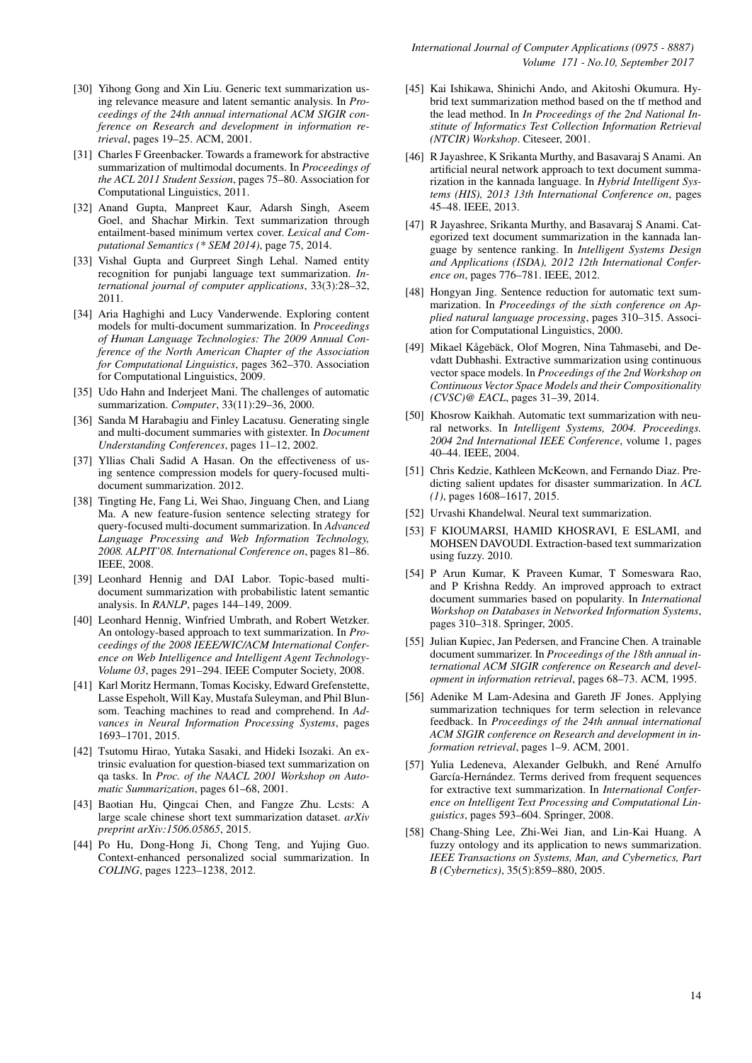[30] Yihong Gong and Xin Liu. Generic text summarization using relevance measure and latent semantic analysis. In *Proceedings of the 24th annual international ACM SIGIR conference on Research and development in information retrieval*, pages 19–25. ACM, 2001.

[31] Charles F Greenbacker. Towards a framework for abstractive summarization of multimodal documents. In *Proceedings of the ACL 2011 Student Session*, pages 75–80. Association for Computational Linguistics, 2011.

[32] Anand Gupta, Manpreet Kaur, Adarsh Singh, Aseem Goel, and Shachar Mirkin. Text summarization through entailment-based minimum vertex cover. *Lexical and Computational Semantics (* SEM 2014)*, page 75, 2014.

[33] Vishal Gupta and Gurpreet Singh Lehal. Named entity recognition for punjabi language text summarization. *International journal of computer applications*, 33(3):28–32, 2011.

[34] Aria Haghighi and Lucy Vanderwende. Exploring content models for multi-document summarization. In *Proceedings of Human Language Technologies: The 2009 Annual Conference of the North American Chapter of the Association for Computational Linguistics*, pages 362–370. Association for Computational Linguistics, 2009.

[35] Udo Hahn and Inderjeet Mani. The challenges of automatic summarization. *Computer*, 33(11):29–36, 2000.

[36] Sanda M Harabagiu and Finley Lacatusu. Generating single and multi-document summaries with gistexter. In *Document Understanding Conferences*, pages 11–12, 2002.

[37] Yllias Chali Sadid A Hasan. On the effectiveness of using sentence compression models for query-focused multi-document summarization. 2012.

[38] Tingting He, Fang Li, Wei Shao, Jinguang Chen, and Liang Ma. A new feature-fusion sentence selecting strategy for query-focused multi-document summarization. In *Advanced Language Processing and Web Information Technology, 2008. ALPIT'08. International Conference on*, pages 81–86. IEEE, 2008.

[39] Leonhard Hennig and DAI Labor. Topic-based multi-document summarization with probabilistic latent semantic analysis. In *RANLP*, pages 144–149, 2009.

[40] Leonhard Hennig, Winfried Umbrath, and Robert Wetzker. An ontology-based approach to text summarization. In *Proceedings of the 2008 IEEE/WIC/ACM International Conference on Web Intelligence and Intelligent Agent Technology-Volume 03*, pages 291–294. IEEE Computer Society, 2008.

[41] Karl Moritz Hermann, Tomas Kocisky, Edward Grefenstette, Lasse Espeholt, Will Kay, Mustafa Suleyman, and Phil Blunsom. Teaching machines to read and comprehend. In *Advances in Neural Information Processing Systems*, pages 1693–1701, 2015.

[42] Tsutomu Hirao, Yutaka Sasaki, and Hideki Isozaki. An extrinsic evaluation for question-biased text summarization on qa tasks. In *Proc. of the NAACL 2001 Workshop on Automatic Summarization*, pages 61–68, 2001.

[43] Baotian Hu, Qingcai Chen, and Fangze Zhu. Lcsts: A large scale chinese short text summarization dataset. *arXiv preprint arXiv:1506.05865*, 2015.

[44] Po Hu, Dong-Hong Ji, Chong Teng, and Yujing Guo. Context-enhanced personalized social summarization. In *COLING*, pages 1223–1238, 2012.

[45] Kai Ishikawa, Shinichi Ando, and Akitoshi Okumura. Hybrid text summarization method based on the tf method and the lead method. In *In Proceedings of the 2nd National Institute of Informatics Test Collection Information Retrieval (NTCIR) Workshop*. Citeseer, 2001.

[46] R Jayashree, K Srikanta Murthy, and Basavaraj S Anami. An artificial neural network approach to text document summarization in the kannada language. In *Hybrid Intelligent Systems (HIS), 2013 13th International Conference on*, pages 45–48. IEEE, 2013.

[47] R Jayashree, Srikanta Murthy, and Basavaraj S Anami. Categorized text document summarization in the kannada language by sentence ranking. In *Intelligent Systems Design and Applications (ISDA), 2012 12th International Conference on*, pages 776–781. IEEE, 2012.

[48] Hongyan Jing. Sentence reduction for automatic text summarization. In *Proceedings of the sixth conference on Applied natural language processing*, pages 310–315. Association for Computational Linguistics, 2000.

[49] Mikael Kågebäck, Olof Mogren, Nina Tahmasebi, and Devdatt Dubhashi. Extractive summarization using continuous vector space models. In *Proceedings of the 2nd Workshop on Continuous Vector Space Models and their Compositionality (CVSC)@ EACL*, pages 31–39, 2014.

[50] Khosrow Kaikhah. Automatic text summarization with neural networks. In *Intelligent Systems, 2004. Proceedings. 2004 2nd International IEEE Conference*, volume 1, pages 40–44. IEEE, 2004.

[51] Chris Kedzie, Kathleen McKeown, and Fernando Diaz. Predicting salient updates for disaster summarization. In *ACL (1)*, pages 1608–1617, 2015.

[52] Urvashi Khandelwal. Neural text summarization.

[53] F KIOUMARSI, HAMID KHOSRAVI, E ESLAMI, and MOHSEN DAVOUDI. Extraction-based text summarization using fuzzy. 2010.

[54] P Arun Kumar, K Praveen Kumar, T Someswara Rao, and P Krishna Reddy. An improved approach to extract document summaries based on popularity. In *International Workshop on Databases in Networked Information Systems*, pages 310–318. Springer, 2005.

[55] Julian Kupiec, Jan Pedersen, and Francine Chen. A trainable document summarizer. In *Proceedings of the 18th annual international ACM SIGIR conference on Research and development in information retrieval*, pages 68–73. ACM, 1995.

[56] Adenike M Lam-Adesina and Gareth JF Jones. Applying summarization techniques for term selection in relevance feedback. In *Proceedings of the 24th annual international ACM SIGIR conference on Research and development in information retrieval*, pages 1–9. ACM, 2001.

[57] Yulia Ledeneva, Alexander Gelbukh, and René Arnulfo García-Hernández. Terms derived from frequent sequences for extractive text summarization. In *International Conference on Intelligent Text Processing and Computational Linguistics*, pages 593–604. Springer, 2008.

[58] Chang-Shing Lee, Zhi-Wei Jian, and Lin-Kai Huang. A fuzzy ontology and its application to news summarization. *IEEE Transactions on Systems, Man, and Cybernetics, Part B (Cybernetics)*, 35(5):859–880, 2005.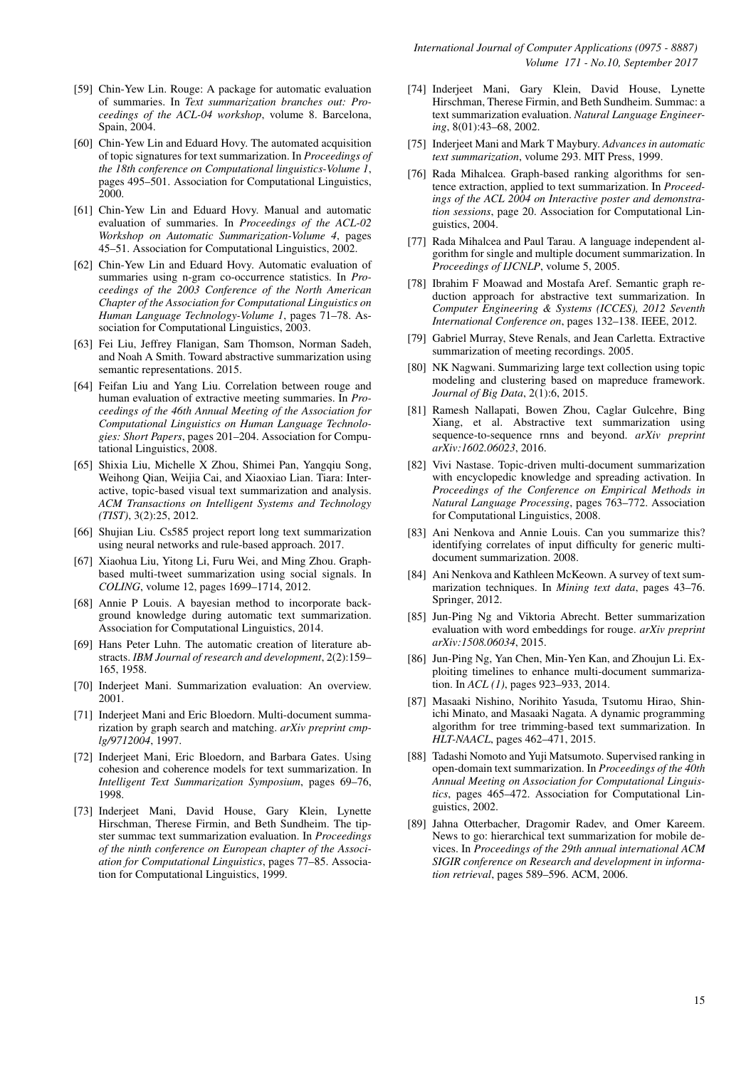[59] Chin-Yew Lin. Rouge: A package for automatic evaluation of summaries. In *Text summarization branches out: Proceedings of the ACL-04 workshop*, volume 8. Barcelona, Spain, 2004.

[60] Chin-Yew Lin and Eduard Hovy. The automated acquisition of topic signatures for text summarization. In *Proceedings of the 18th conference on Computational linguistics-Volume 1*, pages 495–501. Association for Computational Linguistics, 2000.

[61] Chin-Yew Lin and Eduard Hovy. Manual and automatic evaluation of summaries. In *Proceedings of the ACL-02 Workshop on Automatic Summarization-Volume 4*, pages 45–51. Association for Computational Linguistics, 2002.

[62] Chin-Yew Lin and Eduard Hovy. Automatic evaluation of summaries using n-gram co-occurrence statistics. In *Proceedings of the 2003 Conference of the North American Chapter of the Association for Computational Linguistics on Human Language Technology-Volume 1*, pages 71–78. Association for Computational Linguistics, 2003.

[63] Fei Liu, Jeffrey Flanigan, Sam Thomson, Norman Sadeh, and Noah A Smith. Toward abstractive summarization using semantic representations. 2015.

[64] Feifan Liu and Yang Liu. Correlation between rouge and human evaluation of extractive meeting summaries. In *Proceedings of the 46th Annual Meeting of the Association for Computational Linguistics on Human Language Technologies: Short Papers*, pages 201–204. Association for Computational Linguistics, 2008.

[65] Shixia Liu, Michelle X Zhou, Shimei Pan, Yangqiu Song, Weihong Qian, Weijia Cai, and Xiaoxiao Lian. Tiara: Interactive, topic-based visual text summarization and analysis. *ACM Transactions on Intelligent Systems and Technology (TIST)*, 3(2):25, 2012.

[66] Shujian Liu. Cs585 project report long text summarization using neural networks and rule-based approach. 2017.

[67] Xiaohua Liu, Yitong Li, Furu Wei, and Ming Zhou. Graph-based multi-tweet summarization using social signals. In *COLING*, volume 12, pages 1699–1714, 2012.

[68] Annie P Louis. A bayesian method to incorporate background knowledge during automatic text summarization. Association for Computational Linguistics, 2014.

[69] Hans Peter Luhn. The automatic creation of literature abstracts. *IBM Journal of research and development*, 2(2):159–165, 1958.

[70] Inderjeet Mani. Summarization evaluation: An overview. 2001.

[71] Inderjeet Mani and Eric Bloedorn. Multi-document summarization by graph search and matching. *arXiv preprint cmp-lg/9712004*, 1997.

[72] Inderjeet Mani, Eric Bloedorn, and Barbara Gates. Using cohesion and coherence models for text summarization. In *Intelligent Text Summarization Symposium*, pages 69–76, 1998.

[73] Inderjeet Mani, David House, Gary Klein, Lynette Hirschman, Therese Firmin, and Beth Sundheim. The tipster summac text summarization evaluation. In *Proceedings of the ninth conference on European chapter of the Association for Computational Linguistics*, pages 77–85. Association for Computational Linguistics, 1999.

[74] Inderjeet Mani, Gary Klein, David House, Lynette Hirschman, Therese Firmin, and Beth Sundheim. Summac: a text summarization evaluation. *Natural Language Engineering*, 8(01):43–68, 2002.

[75] Inderjeet Mani and Mark T Maybury. *Advances in automatic text summarization*, volume 293. MIT Press, 1999.

[76] Rada Mihalcea. Graph-based ranking algorithms for sentence extraction, applied to text summarization. In *Proceedings of the ACL 2004 on Interactive poster and demonstration sessions*, page 20. Association for Computational Linguistics, 2004.

[77] Rada Mihalcea and Paul Tarau. A language independent algorithm for single and multiple document summarization. In *Proceedings of IJCNLP*, volume 5, 2005.

[78] Ibrahim F Moawad and Mostafa Aref. Semantic graph reduction approach for abstractive text summarization. In *Computer Engineering & Systems (ICCES), 2012 Seventh International Conference on*, pages 132–138. IEEE, 2012.

[79] Gabriel Murray, Steve Renals, and Jean Carletta. Extractive summarization of meeting recordings. 2005.

[80] NK Nagwani. Summarizing large text collection using topic modeling and clustering based on mapreduce framework. *Journal of Big Data*, 2(1):6, 2015.

[81] Ramesh Nallapati, Bowen Zhou, Caglar Gulcehre, Bing Xiang, et al. Abstractive text summarization using sequence-to-sequence rnns and beyond. *arXiv preprint arXiv:1602.06023*, 2016.

[82] Vivi Nastase. Topic-driven multi-document summarization with encyclopedic knowledge and spreading activation. In *Proceedings of the Conference on Empirical Methods in Natural Language Processing*, pages 763–772. Association for Computational Linguistics, 2008.

[83] Ani Nenkova and Annie Louis. Can you summarize this? identifying correlates of input difficulty for generic multi-document summarization. 2008.

[84] Ani Nenkova and Kathleen McKeown. A survey of text summarization techniques. In *Mining text data*, pages 43–76. Springer, 2012.

[85] Jun-Ping Ng and Viktoria Abrecht. Better summarization evaluation with word embeddings for rouge. *arXiv preprint arXiv:1508.06034*, 2015.

[86] Jun-Ping Ng, Yan Chen, Min-Yen Kan, and Zhoujun Li. Exploiting timelines to enhance multi-document summarization. In *ACL (1)*, pages 923–933, 2014.

[87] Masaaki Nishino, Norihito Yasuda, Tsutomu Hirao, Shinichi Minato, and Masaaki Nagata. A dynamic programming algorithm for tree trimming-based text summarization. In *HLT-NAACL*, pages 462–471, 2015.

[88] Tadashi Nomoto and Yuji Matsumoto. Supervised ranking in open-domain text summarization. In *Proceedings of the 40th Annual Meeting on Association for Computational Linguistics*, pages 465–472. Association for Computational Linguistics, 2002.

[89] Jahna Otterbacher, Dragomir Radev, and Omer Kareem. News to go: hierarchical text summarization for mobile devices. In *Proceedings of the 29th annual international ACM SIGIR conference on Research and development in information retrieval*, pages 589–596. ACM, 2006.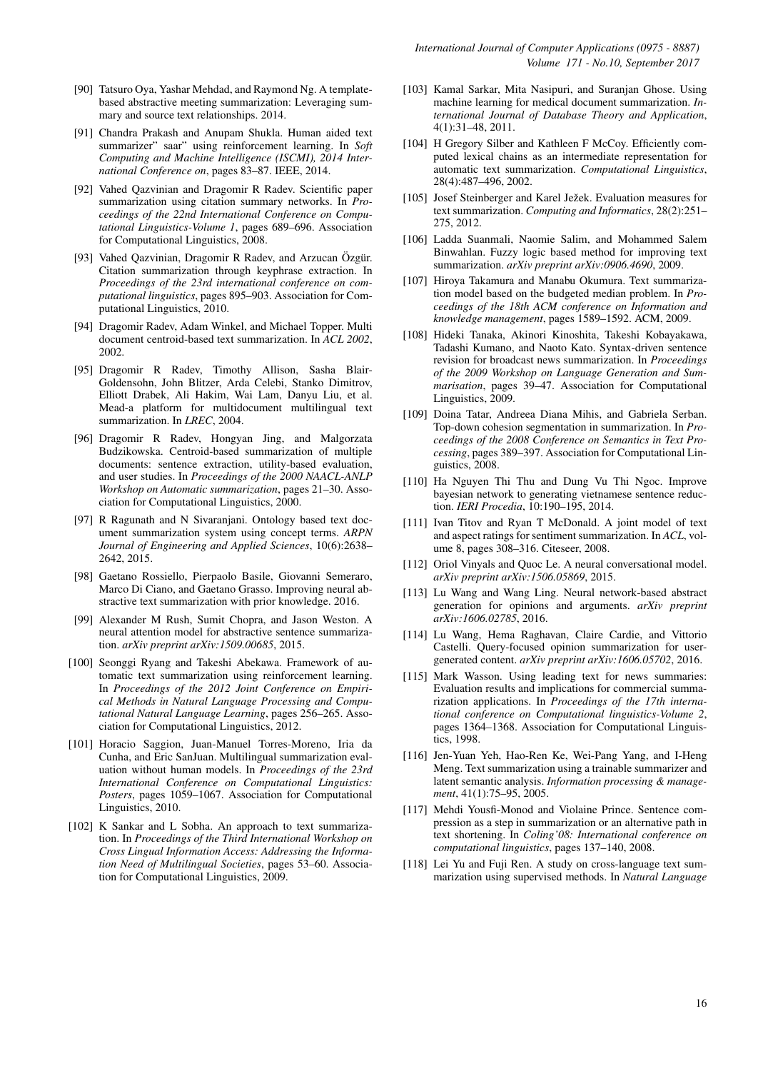[90] Tatsuro Oya, Yashar Mehdad, and Raymond Ng. A template-based abstractive meeting summarization: Leveraging summary and source text relationships. 2014.

[91] Chandra Prakash and Anupam Shukla. Human aided text summarizer" saar" using reinforcement learning. In *Soft Computing and Machine Intelligence (ISCMI), 2014 International Conference on*, pages 83–87. IEEE, 2014.

[92] Vahed Qazvinian and Dragomir R Radev. Scientific paper summarization using citation summary networks. In *Proceedings of the 22nd International Conference on Computational Linguistics-Volume 1*, pages 689–696. Association for Computational Linguistics, 2008.

[93] Vahed Qazvinian, Dragomir R Radev, and Arzucan Özgür. Citation summarization through keyphrase extraction. In *Proceedings of the 23rd international conference on computational linguistics*, pages 895–903. Association for Computational Linguistics, 2010.

[94] Dragomir Radev, Adam Winkel, and Michael Topper. Multi document centroid-based text summarization. In *ACL 2002*, 2002.

[95] Dragomir R Radev, Timothy Allison, Sasha Blair-Goldensohn, John Blitzer, Arda Celebi, Stanko Dimitrov, Elliott Drabek, Ali Hakim, Wai Lam, Danyu Liu, et al. Mead-a platform for multidocument multilingual text summarization. In *LREC*, 2004.

[96] Dragomir R Radev, Hongyan Jing, and Malgorzata Budzikowska. Centroid-based summarization of multiple documents: sentence extraction, utility-based evaluation, and user studies. In *Proceedings of the 2000 NAACL-ANLP Workshop on Automatic summarization*, pages 21–30. Association for Computational Linguistics, 2000.

[97] R Ragunath and N Sivaranjani. Ontology based text document summarization system using concept terms. *ARPN Journal of Engineering and Applied Sciences*, 10(6):2638–2642, 2015.

[98] Gaetano Rossiello, Pierpaolo Basile, Giovanni Semeraro, Marco Di Ciano, and Gaetano Grasso. Improving neural abstractive text summarization with prior knowledge. 2016.

[99] Alexander M Rush, Sumit Chopra, and Jason Weston. A neural attention model for abstractive sentence summarization. *arXiv preprint arXiv:1509.00685*, 2015.

[100] Seonggi Ryang and Takeshi Abekawa. Framework of automatic text summarization using reinforcement learning. In *Proceedings of the 2012 Joint Conference on Empirical Methods in Natural Language Processing and Computational Natural Language Learning*, pages 256–265. Association for Computational Linguistics, 2012.

[101] Horacio Saggion, Juan-Manuel Torres-Moreno, Iria da Cunha, and Eric SanJuan. Multilingual summarization evaluation without human models. In *Proceedings of the 23rd International Conference on Computational Linguistics: Posters*, pages 1059–1067. Association for Computational Linguistics, 2010.

[102] K Sankar and L Sobha. An approach to text summarization. In *Proceedings of the Third International Workshop on Cross Lingual Information Access: Addressing the Information Need of Multilingual Societies*, pages 53–60. Association for Computational Linguistics, 2009.

[103] Kamal Sarkar, Mita Nasipuri, and Suranjan Ghose. Using machine learning for medical document summarization. *International Journal of Database Theory and Application*, 4(1):31–48, 2011.

[104] H Gregory Silber and Kathleen F McCoy. Efficiently computed lexical chains as an intermediate representation for automatic text summarization. *Computational Linguistics*, 28(4):487–496, 2002.

[105] Josef Steinberger and Karel Ježek. Evaluation measures for text summarization. *Computing and Informatics*, 28(2):251–275, 2012.

[106] Ladda Suanmali, Naomie Salim, and Mohammed Salem Binwahlan. Fuzzy logic based method for improving text summarization. *arXiv preprint arXiv:0906.4690*, 2009.

[107] Hiroya Takamura and Manabu Okumura. Text summarization model based on the budgeted median problem. In *Proceedings of the 18th ACM conference on Information and knowledge management*, pages 1589–1592. ACM, 2009.

[108] Hideki Tanaka, Akinori Kinoshita, Takeshi Kobayakawa, Tadashi Kumano, and Naoto Kato. Syntax-driven sentence revision for broadcast news summarization. In *Proceedings of the 2009 Workshop on Language Generation and Summarisation*, pages 39–47. Association for Computational Linguistics, 2009.

[109] Doina Tatar, Andreea Diana Mihis, and Gabriela Serban. Top-down cohesion segmentation in summarization. In *Proceedings of the 2008 Conference on Semantics in Text Processing*, pages 389–397. Association for Computational Linguistics, 2008.

[110] Ha Nguyen Thi Thu and Dung Vu Thi Ngoc. Improve bayesian network to generating vietnamese sentence reduction. *IERI Procedia*, 10:190–195, 2014.

[111] Ivan Titov and Ryan T McDonald. A joint model of text and aspect ratings for sentiment summarization. In *ACL*, volume 8, pages 308–316. Citeseer, 2008.

[112] Oriol Vinyals and Quoc Le. A neural conversational model. *arXiv preprint arXiv:1506.05869*, 2015.

[113] Lu Wang and Wang Ling. Neural network-based abstract generation for opinions and arguments. *arXiv preprint arXiv:1606.02785*, 2016.

[114] Lu Wang, Hema Raghavan, Claire Cardie, and Vittorio Castelli. Query-focused opinion summarization for user-generated content. *arXiv preprint arXiv:1606.05702*, 2016.

[115] Mark Wasson. Using leading text for news summaries: Evaluation results and implications for commercial summarization applications. In *Proceedings of the 17th international conference on Computational linguistics-Volume 2*, pages 1364–1368. Association for Computational Linguistics, 1998.

[116] Jen-Yuan Yeh, Hao-Ren Ke, Wei-Pang Yang, and I-Heng Meng. Text summarization using a trainable summarizer and latent semantic analysis. *Information processing & management*, 41(1):75–95, 2005.

[117] Mehdi Yousfi-Monod and Violaine Prince. Sentence compression as a step in summarization or an alternative path in text shortening. In *Coling'08: International conference on computational linguistics*, pages 137–140, 2008.

[118] Lei Yu and Fuji Ren. A study on cross-language text summarization using supervised methods. In *Natural Language*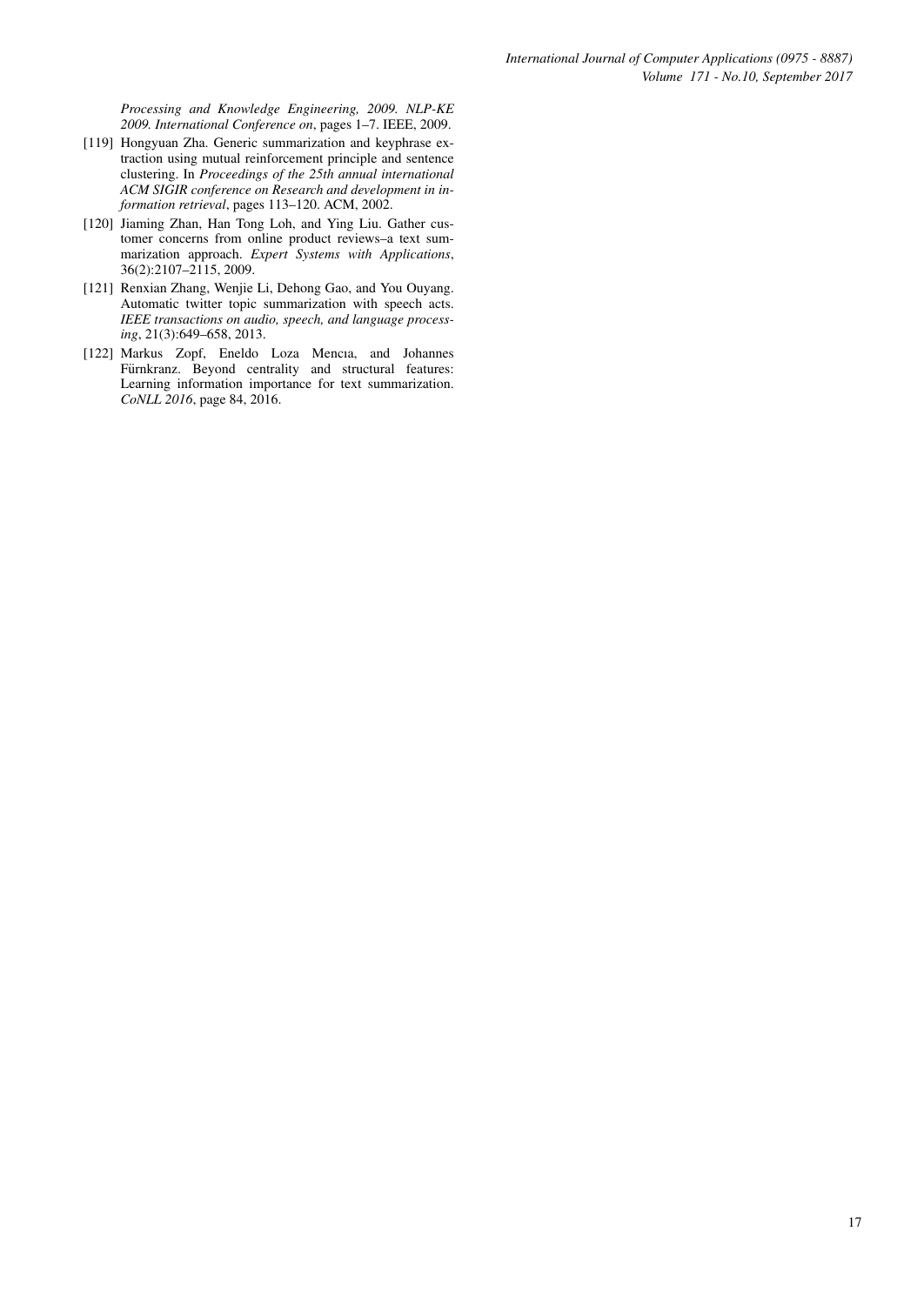*Processing and Knowledge Engineering, 2009. NLP-KE 2009. International Conference on*, pages 1–7. IEEE, 2009.

[119] Hongyuan Zha. Generic summarization and keyphrase extraction using mutual reinforcement principle and sentence clustering. In *Proceedings of the 25th annual international ACM SIGIR conference on Research and development in information retrieval*, pages 113–120. ACM, 2002.

[120] Jiaming Zhan, Han Tong Loh, and Ying Liu. Gather customer concerns from online product reviews–a text summarization approach. *Expert Systems with Applications*, 36(2):2107–2115, 2009.

[121] Renxian Zhang, Wenjie Li, Dehong Gao, and You Ouyang. Automatic twitter topic summarization with speech acts. *IEEE transactions on audio, speech, and language processing*, 21(3):649–658, 2013.

[122] Markus Zopf, Eneldo Loza Mencıa, and Johannes Fürnkranz. Beyond centrality and structural features: Learning information importance for text summarization. *CoNLL 2016*, page 84, 2016.